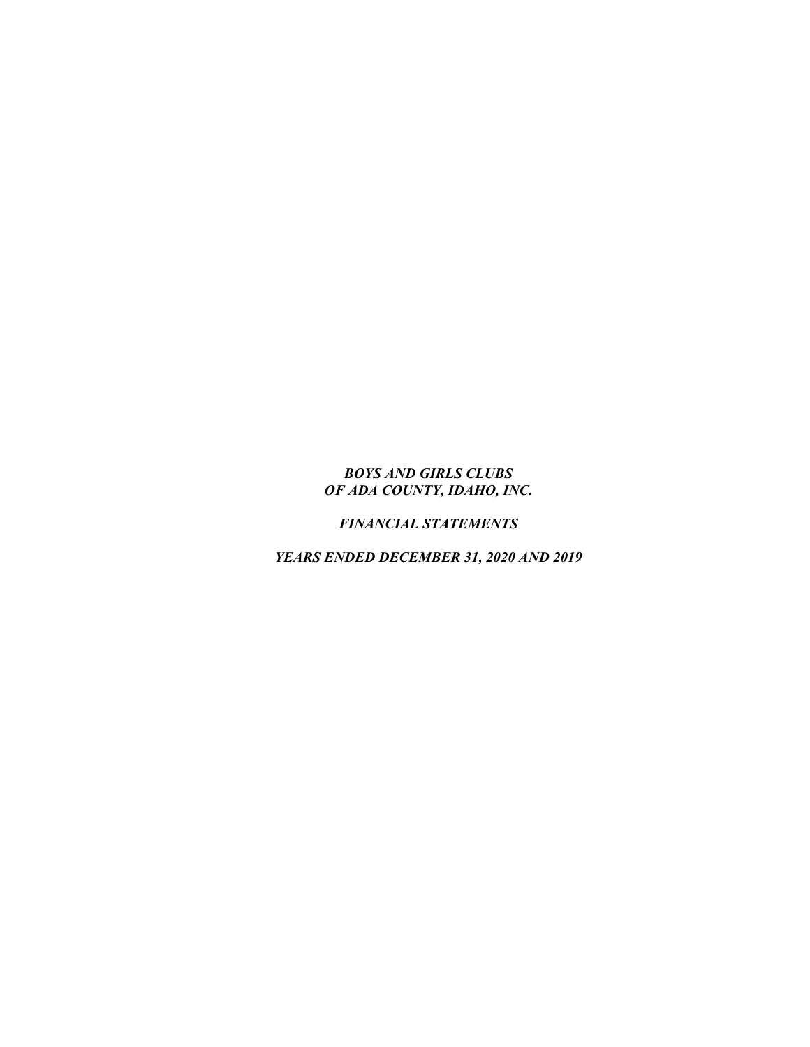***BOYS AND GIRLS CLUBS***
***OF ADA COUNTY, IDAHO, INC.***

***FINANCIAL STATEMENTS***

***YEARS ENDED DECEMBER 31, 2020 AND 2019***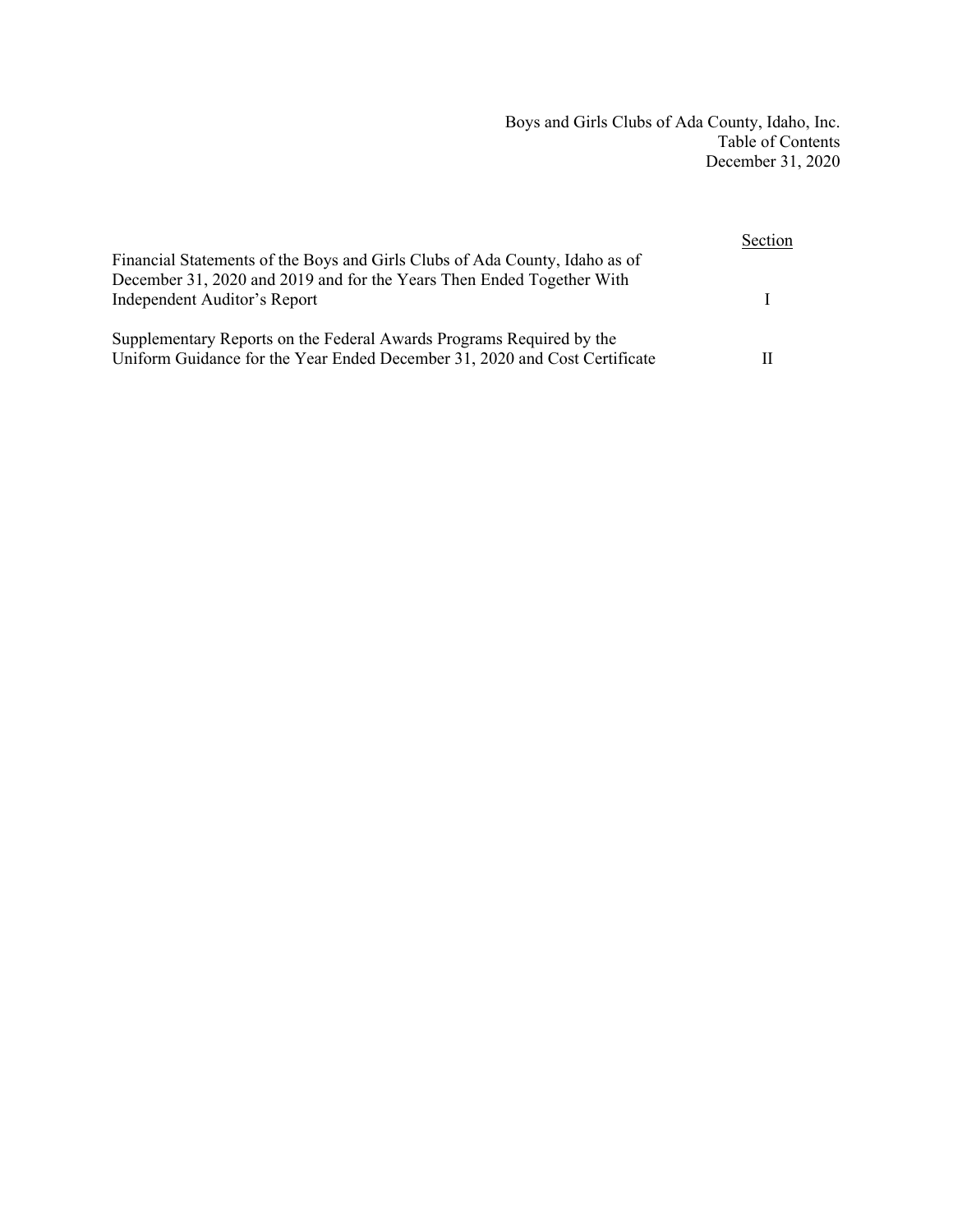Boys and Girls Clubs of Ada County, Idaho, Inc.
Table of Contents
December 31, 2020

| | Section |
|---|---|
| Financial Statements of the Boys and Girls Clubs of Ada County, Idaho as of December 31, 2020 and 2019 and for the Years Then Ended Together With Independent Auditor's Report | I |
| Supplementary Reports on the Federal Awards Programs Required by the Uniform Guidance for the Year Ended December 31, 2020 and Cost Certificate | II |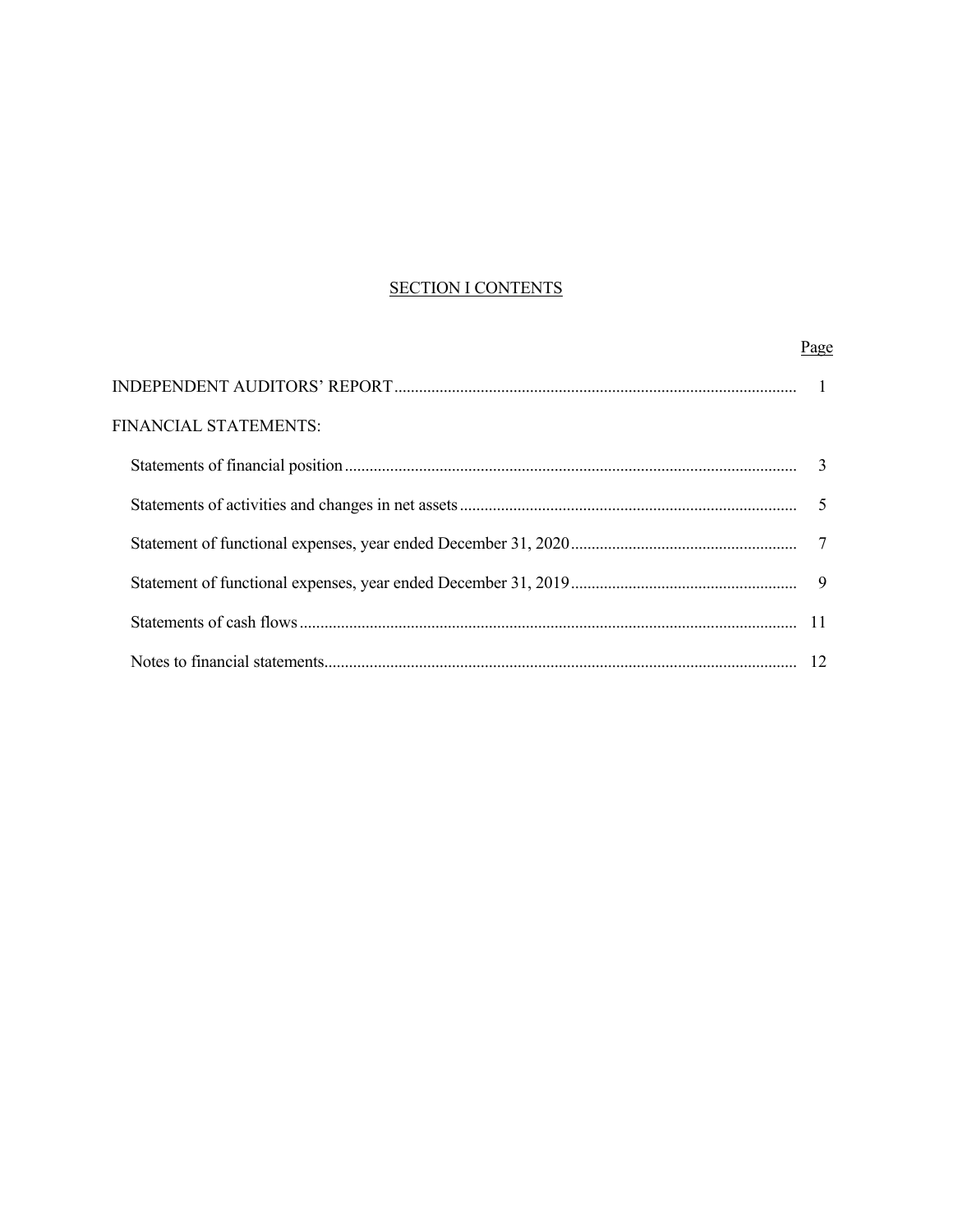## SECTION I CONTENTS

| | Page |
|---|---|
| INDEPENDENT AUDITORS' REPORT | 1 |
| FINANCIAL STATEMENTS: | |
| Statements of financial position | 3 |
| Statements of activities and changes in net assets | 5 |
| Statement of functional expenses, year ended December 31, 2020 | 7 |
| Statement of functional expenses, year ended December 31, 2019 | 9 |
| Statements of cash flows | 11 |
| Notes to financial statements | 12 |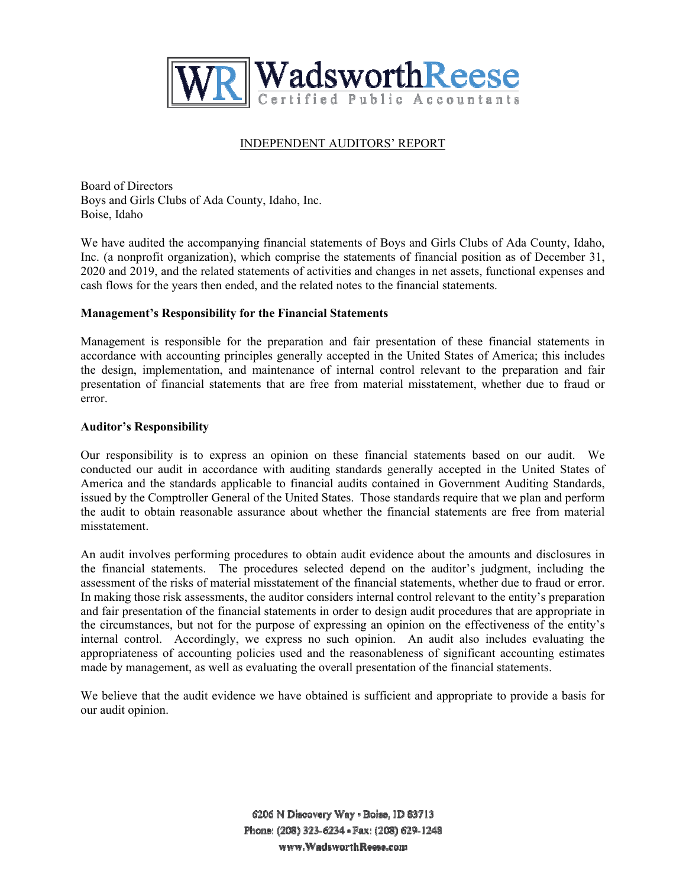WadsworthReese
Certified Public Accountants

## INDEPENDENT AUDITORS' REPORT

Board of Directors
Boys and Girls Clubs of Ada County, Idaho, Inc.
Boise, Idaho

We have audited the accompanying financial statements of Boys and Girls Clubs of Ada County, Idaho, Inc. (a nonprofit organization), which comprise the statements of financial position as of December 31, 2020 and 2019, and the related statements of activities and changes in net assets, functional expenses and cash flows for the years then ended, and the related notes to the financial statements.

**Management's Responsibility for the Financial Statements**

Management is responsible for the preparation and fair presentation of these financial statements in accordance with accounting principles generally accepted in the United States of America; this includes the design, implementation, and maintenance of internal control relevant to the preparation and fair presentation of financial statements that are free from material misstatement, whether due to fraud or error.

**Auditor's Responsibility**

Our responsibility is to express an opinion on these financial statements based on our audit. We conducted our audit in accordance with auditing standards generally accepted in the United States of America and the standards applicable to financial audits contained in Government Auditing Standards, issued by the Comptroller General of the United States. Those standards require that we plan and perform the audit to obtain reasonable assurance about whether the financial statements are free from material misstatement.

An audit involves performing procedures to obtain audit evidence about the amounts and disclosures in the financial statements. The procedures selected depend on the auditor's judgment, including the assessment of the risks of material misstatement of the financial statements, whether due to fraud or error. In making those risk assessments, the auditor considers internal control relevant to the entity's preparation and fair presentation of the financial statements in order to design audit procedures that are appropriate in the circumstances, but not for the purpose of expressing an opinion on the effectiveness of the entity's internal control. Accordingly, we express no such opinion. An audit also includes evaluating the appropriateness of accounting policies used and the reasonableness of significant accounting estimates made by management, as well as evaluating the overall presentation of the financial statements.

We believe that the audit evidence we have obtained is sufficient and appropriate to provide a basis for our audit opinion.

6206 N Discovery Way • Boise, ID 83713
Phone: (208) 323-6234 • Fax: (208) 629-1248
www.WadsworthReese.com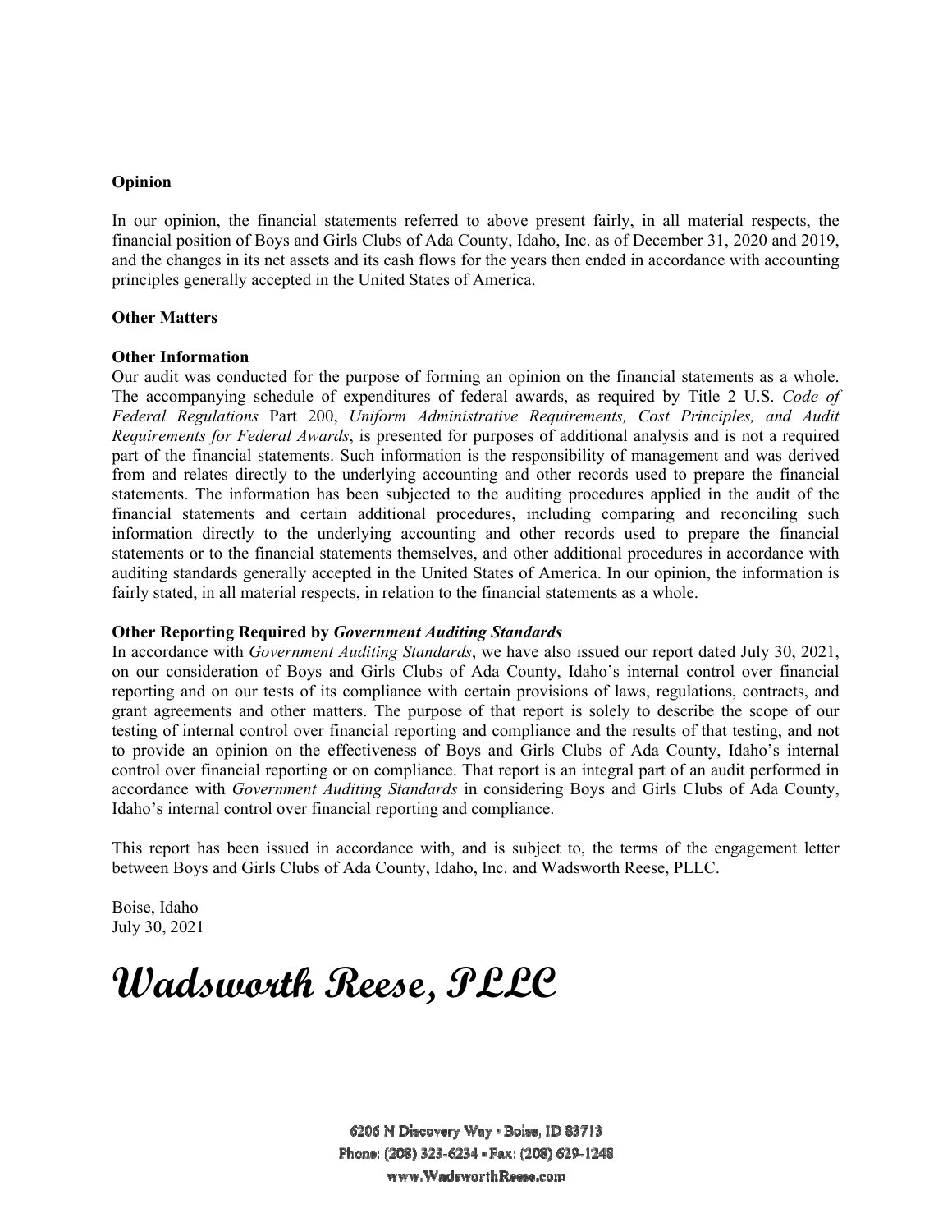**Opinion**

In our opinion, the financial statements referred to above present fairly, in all material respects, the financial position of Boys and Girls Clubs of Ada County, Idaho, Inc. as of December 31, 2020 and 2019, and the changes in its net assets and its cash flows for the years then ended in accordance with accounting principles generally accepted in the United States of America.

**Other Matters**

**Other Information**

Our audit was conducted for the purpose of forming an opinion on the financial statements as a whole. The accompanying schedule of expenditures of federal awards, as required by Title 2 U.S. *Code of Federal Regulations* Part 200, *Uniform Administrative Requirements, Cost Principles, and Audit Requirements for Federal Awards*, is presented for purposes of additional analysis and is not a required part of the financial statements. Such information is the responsibility of management and was derived from and relates directly to the underlying accounting and other records used to prepare the financial statements. The information has been subjected to the auditing procedures applied in the audit of the financial statements and certain additional procedures, including comparing and reconciling such information directly to the underlying accounting and other records used to prepare the financial statements or to the financial statements themselves, and other additional procedures in accordance with auditing standards generally accepted in the United States of America. In our opinion, the information is fairly stated, in all material respects, in relation to the financial statements as a whole.

**Other Reporting Required by *Government Auditing Standards***

In accordance with *Government Auditing Standards*, we have also issued our report dated July 30, 2021, on our consideration of Boys and Girls Clubs of Ada County, Idaho's internal control over financial reporting and on our tests of its compliance with certain provisions of laws, regulations, contracts, and grant agreements and other matters. The purpose of that report is solely to describe the scope of our testing of internal control over financial reporting and compliance and the results of that testing, and not to provide an opinion on the effectiveness of Boys and Girls Clubs of Ada County, Idaho's internal control over financial reporting or on compliance. That report is an integral part of an audit performed in accordance with *Government Auditing Standards* in considering Boys and Girls Clubs of Ada County, Idaho's internal control over financial reporting and compliance.

This report has been issued in accordance with, and is subject to, the terms of the engagement letter between Boys and Girls Clubs of Ada County, Idaho, Inc. and Wadsworth Reese, PLLC.

Boise, Idaho
July 30, 2021

**Wadsworth Reese, PLLC**

6206 N Discovery Way • Boise, ID 83713
Phone: (208) 323-6234 • Fax: (208) 629-1248
www.WadsworthReese.com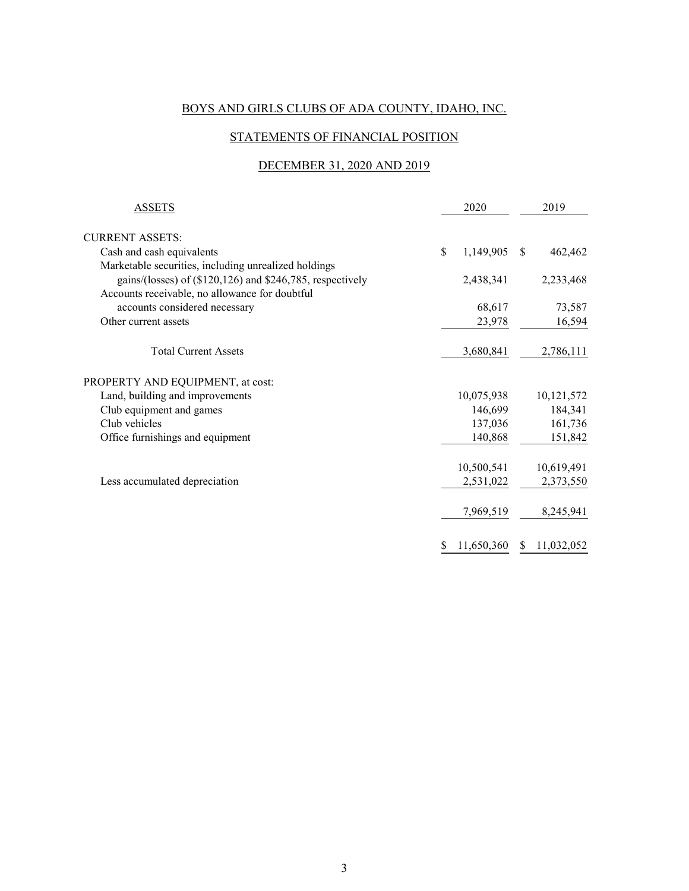BOYS AND GIRLS CLUBS OF ADA COUNTY, IDAHO, INC.

STATEMENTS OF FINANCIAL POSITION

DECEMBER 31, 2020 AND 2019

| ASSETS | 2020 | 2019 |
|---|---|---|
| CURRENT ASSETS: | | |
| Cash and cash equivalents | $ 1,149,905 | $ 462,462 |
| Marketable securities, including unrealized holdings gains/(losses) of ($120,126) and $246,785, respectively | 2,438,341 | 2,233,468 |
| Accounts receivable, no allowance for doubtful accounts considered necessary | 68,617 | 73,587 |
| Other current assets | 23,978 | 16,594 |
| Total Current Assets | 3,680,841 | 2,786,111 |
| PROPERTY AND EQUIPMENT, at cost: | | |
| Land, building and improvements | 10,075,938 | 10,121,572 |
| Club equipment and games | 146,699 | 184,341 |
| Club vehicles | 137,036 | 161,736 |
| Office furnishings and equipment | 140,868 | 151,842 |
| | 10,500,541 | 10,619,491 |
| Less accumulated depreciation | 2,531,022 | 2,373,550 |
| | 7,969,519 | 8,245,941 |
| | $ 11,650,360 | $ 11,032,052 |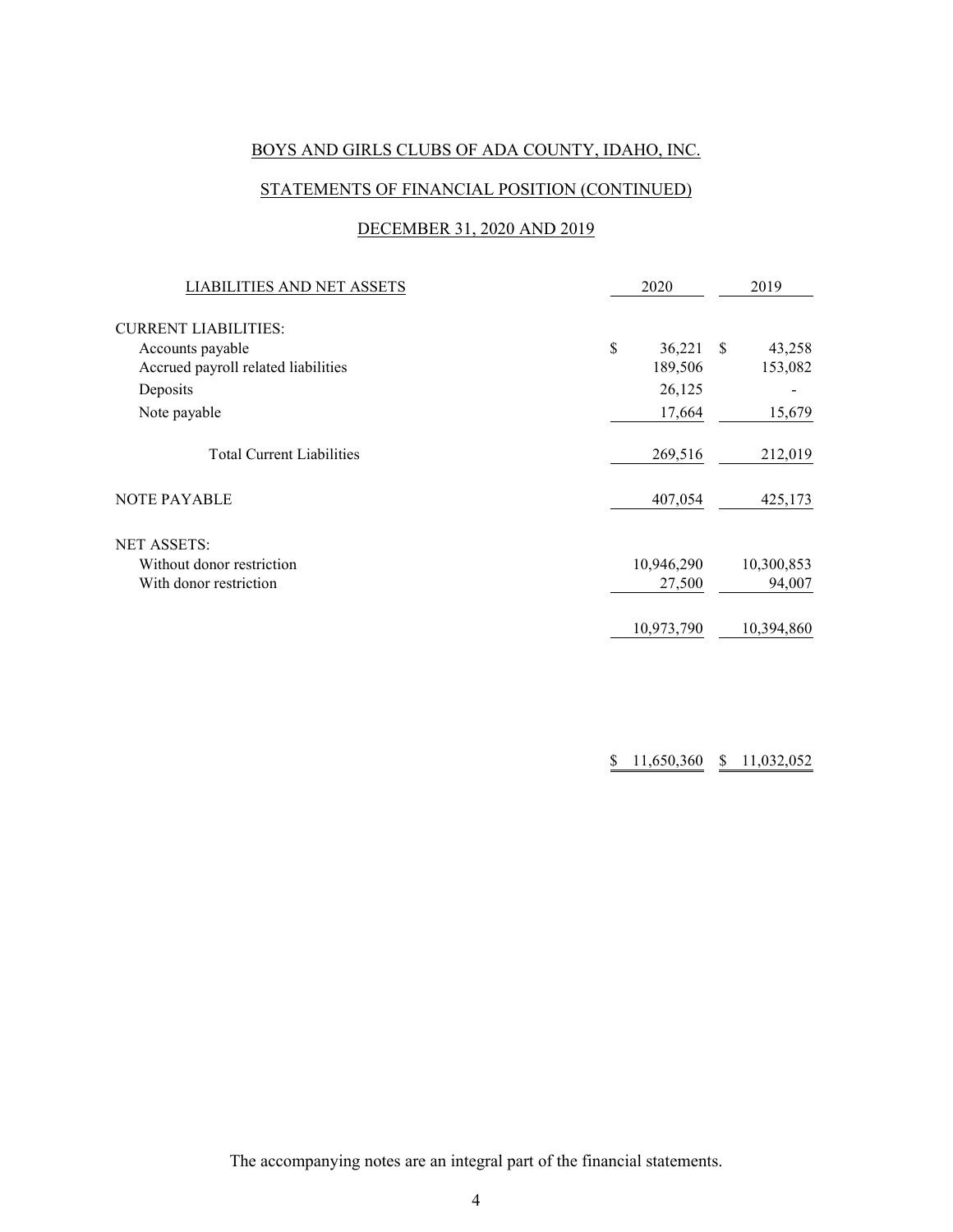BOYS AND GIRLS CLUBS OF ADA COUNTY, IDAHO, INC.

STATEMENTS OF FINANCIAL POSITION (CONTINUED)

DECEMBER 31, 2020 AND 2019

| LIABILITIES AND NET ASSETS | 2020 | 2019 |
|---|---|---|
| CURRENT LIABILITIES: | | |
| Accounts payable | $ 36,221 | $ 43,258 |
| Accrued payroll related liabilities | 189,506 | 153,082 |
| Deposits | 26,125 | - |
| Note payable | 17,664 | 15,679 |
| Total Current Liabilities | 269,516 | 212,019 |
| NOTE PAYABLE | 407,054 | 425,173 |
| NET ASSETS: | | |
| Without donor restriction | 10,946,290 | 10,300,853 |
| With donor restriction | 27,500 | 94,007 |
| | 10,973,790 | 10,394,860 |
| | $ 11,650,360 | $ 11,032,052 |

The accompanying notes are an integral part of the financial statements.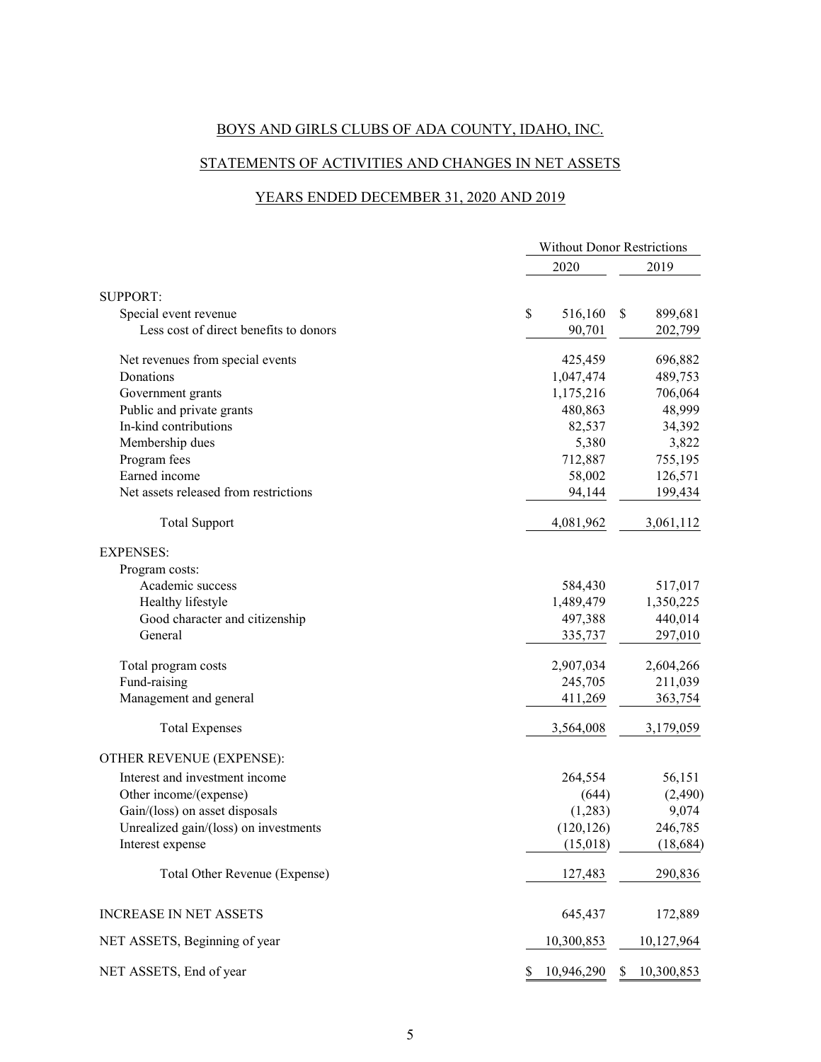BOYS AND GIRLS CLUBS OF ADA COUNTY, IDAHO, INC.

STATEMENTS OF ACTIVITIES AND CHANGES IN NET ASSETS

YEARS ENDED DECEMBER 31, 2020 AND 2019

| | Without Donor Restrictions | |
|---|---|---|
| | 2020 | 2019 |
| SUPPORT: | | |
| Special event revenue | $ 516,160 | $ 899,681 |
| Less cost of direct benefits to donors | 90,701 | 202,799 |
| Net revenues from special events | 425,459 | 696,882 |
| Donations | 1,047,474 | 489,753 |
| Government grants | 1,175,216 | 706,064 |
| Public and private grants | 480,863 | 48,999 |
| In-kind contributions | 82,537 | 34,392 |
| Membership dues | 5,380 | 3,822 |
| Program fees | 712,887 | 755,195 |
| Earned income | 58,002 | 126,571 |
| Net assets released from restrictions | 94,144 | 199,434 |
| Total Support | 4,081,962 | 3,061,112 |
| EXPENSES: | | |
| Program costs: | | |
| Academic success | 584,430 | 517,017 |
| Healthy lifestyle | 1,489,479 | 1,350,225 |
| Good character and citizenship | 497,388 | 440,014 |
| General | 335,737 | 297,010 |
| Total program costs | 2,907,034 | 2,604,266 |
| Fund-raising | 245,705 | 211,039 |
| Management and general | 411,269 | 363,754 |
| Total Expenses | 3,564,008 | 3,179,059 |
| OTHER REVENUE (EXPENSE): | | |
| Interest and investment income | 264,554 | 56,151 |
| Other income/(expense) | (644) | (2,490) |
| Gain/(loss) on asset disposals | (1,283) | 9,074 |
| Unrealized gain/(loss) on investments | (120,126) | 246,785 |
| Interest expense | (15,018) | (18,684) |
| Total Other Revenue (Expense) | 127,483 | 290,836 |
| INCREASE IN NET ASSETS | 645,437 | 172,889 |
| NET ASSETS, Beginning of year | 10,300,853 | 10,127,964 |
| NET ASSETS, End of year | $ 10,946,290 | $ 10,300,853 |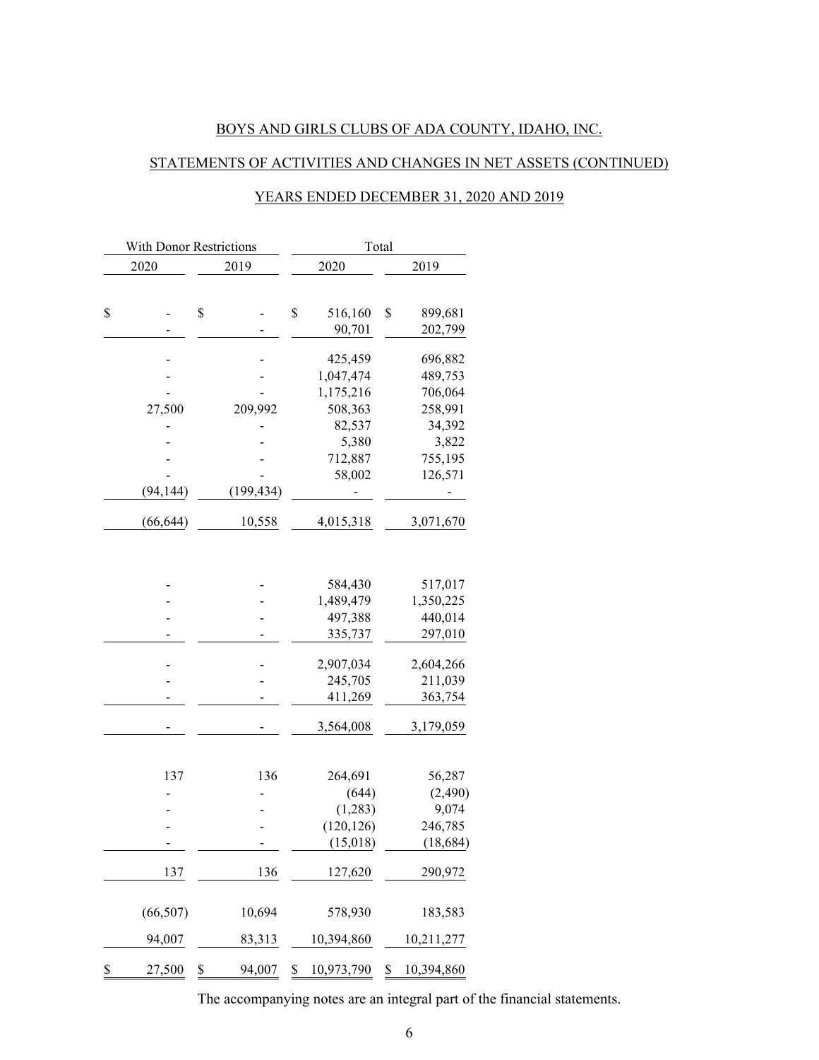BOYS AND GIRLS CLUBS OF ADA COUNTY, IDAHO, INC.

STATEMENTS OF ACTIVITIES AND CHANGES IN NET ASSETS (CONTINUED)

YEARS ENDED DECEMBER 31, 2020 AND 2019

| With Donor Restrictions | | Total | |
|---|---|---|---|
| 2020 | 2019 | 2020 | 2019 |
| $ - | $ - | $ 516,160 | $ 899,681 |
| - | - | 90,701 | 202,799 |
| - | - | 425,459 | 696,882 |
| - | - | 1,047,474 | 489,753 |
| - | - | 1,175,216 | 706,064 |
| 27,500 | 209,992 | 508,363 | 258,991 |
| - | - | 82,537 | 34,392 |
| - | - | 5,380 | 3,822 |
| - | - | 712,887 | 755,195 |
| - | - | 58,002 | 126,571 |
| (94,144) | (199,434) | - | - |
| (66,644) | 10,558 | 4,015,318 | 3,071,670 |
| - | - | 584,430 | 517,017 |
| - | - | 1,489,479 | 1,350,225 |
| - | - | 497,388 | 440,014 |
| - | - | 335,737 | 297,010 |
| - | - | 2,907,034 | 2,604,266 |
| - | - | 245,705 | 211,039 |
| - | - | 411,269 | 363,754 |
| - | - | 3,564,008 | 3,179,059 |
| 137 | 136 | 264,691 | 56,287 |
| - | - | (644) | (2,490) |
| - | - | (1,283) | 9,074 |
| - | - | (120,126) | 246,785 |
| - | - | (15,018) | (18,684) |
| 137 | 136 | 127,620 | 290,972 |
| (66,507) | 10,694 | 578,930 | 183,583 |
| 94,007 | 83,313 | 10,394,860 | 10,211,277 |
| $ 27,500 | $ 94,007 | $ 10,973,790 | $ 10,394,860 |

The accompanying notes are an integral part of the financial statements.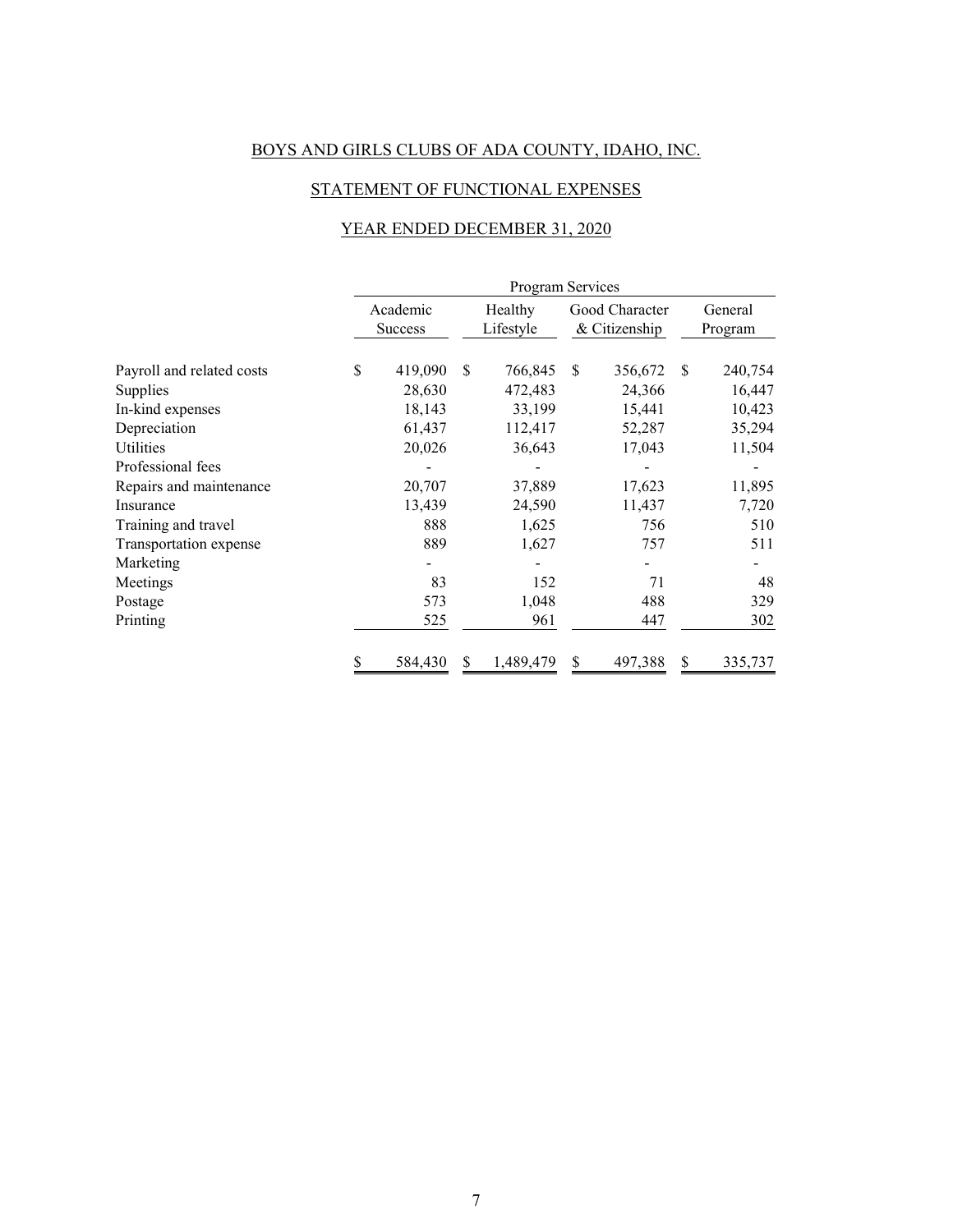# BOYS AND GIRLS CLUBS OF ADA COUNTY, IDAHO, INC.

## STATEMENT OF FUNCTIONAL EXPENSES

## YEAR ENDED DECEMBER 31, 2020

| | Program Services | | | |
|---|---|---|---|---|
| | Academic Success | Healthy Lifestyle | Good Character & Citizenship | General Program |
| Payroll and related costs | $ 419,090 | $ 766,845 | $ 356,672 | $ 240,754 |
| Supplies | 28,630 | 472,483 | 24,366 | 16,447 |
| In-kind expenses | 18,143 | 33,199 | 15,441 | 10,423 |
| Depreciation | 61,437 | 112,417 | 52,287 | 35,294 |
| Utilities | 20,026 | 36,643 | 17,043 | 11,504 |
| Professional fees | - | - | - | - |
| Repairs and maintenance | 20,707 | 37,889 | 17,623 | 11,895 |
| Insurance | 13,439 | 24,590 | 11,437 | 7,720 |
| Training and travel | 888 | 1,625 | 756 | 510 |
| Transportation expense | 889 | 1,627 | 757 | 511 |
| Marketing | - | - | - | - |
| Meetings | 83 | 152 | 71 | 48 |
| Postage | 573 | 1,048 | 488 | 329 |
| Printing | 525 | 961 | 447 | 302 |
| | $ 584,430 | $ 1,489,479 | $ 497,388 | $ 335,737 |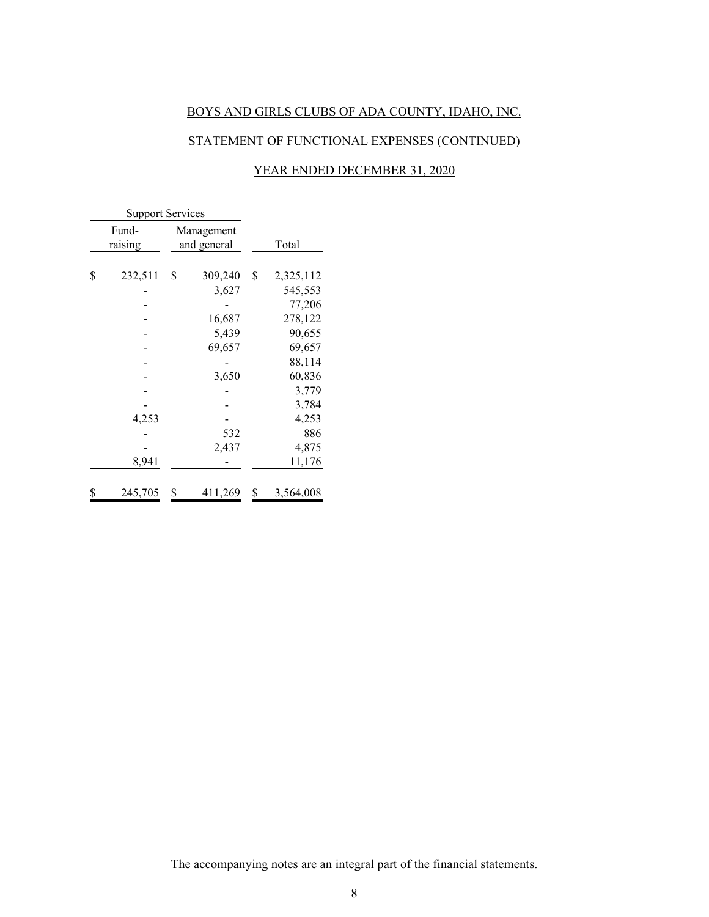BOYS AND GIRLS CLUBS OF ADA COUNTY, IDAHO, INC.

STATEMENT OF FUNCTIONAL EXPENSES (CONTINUED)

YEAR ENDED DECEMBER 31, 2020

| Support Services | | |
|---|---|---|
| Fund-raising | Management and general | Total |
| $ 232,511 | $ 309,240 | $ 2,325,112 |
| - | 3,627 | 545,553 |
| - | - | 77,206 |
| - | 16,687 | 278,122 |
| - | 5,439 | 90,655 |
| - | 69,657 | 69,657 |
| - | - | 88,114 |
| - | 3,650 | 60,836 |
| - | - | 3,779 |
| - | - | 3,784 |
| 4,253 | - | 4,253 |
| - | 532 | 886 |
| - | 2,437 | 4,875 |
| 8,941 | - | 11,176 |
| $ 245,705 | $ 411,269 | $ 3,564,008 |

The accompanying notes are an integral part of the financial statements.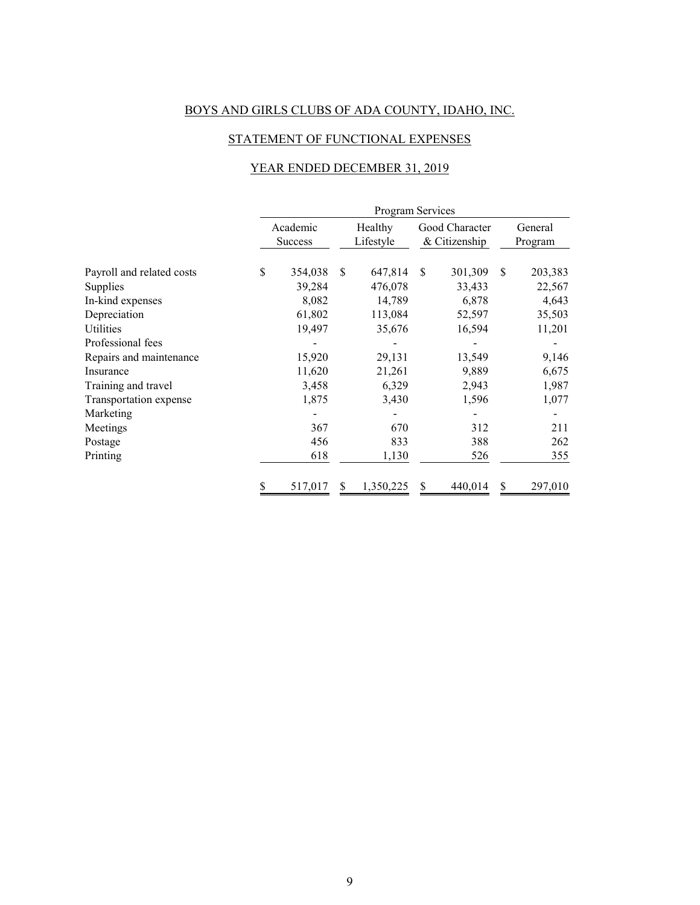BOYS AND GIRLS CLUBS OF ADA COUNTY, IDAHO, INC.

STATEMENT OF FUNCTIONAL EXPENSES

YEAR ENDED DECEMBER 31, 2019

| | Program Services | | | |
|---|---|---|---|---|
| | Academic Success | Healthy Lifestyle | Good Character & Citizenship | General Program |
| Payroll and related costs | $ 354,038 | $ 647,814 | $ 301,309 | $ 203,383 |
| Supplies | 39,284 | 476,078 | 33,433 | 22,567 |
| In-kind expenses | 8,082 | 14,789 | 6,878 | 4,643 |
| Depreciation | 61,802 | 113,084 | 52,597 | 35,503 |
| Utilities | 19,497 | 35,676 | 16,594 | 11,201 |
| Professional fees | - | - | - | - |
| Repairs and maintenance | 15,920 | 29,131 | 13,549 | 9,146 |
| Insurance | 11,620 | 21,261 | 9,889 | 6,675 |
| Training and travel | 3,458 | 6,329 | 2,943 | 1,987 |
| Transportation expense | 1,875 | 3,430 | 1,596 | 1,077 |
| Marketing | - | - | - | - |
| Meetings | 367 | 670 | 312 | 211 |
| Postage | 456 | 833 | 388 | 262 |
| Printing | 618 | 1,130 | 526 | 355 |
| | $ 517,017 | $ 1,350,225 | $ 440,014 | $ 297,010 |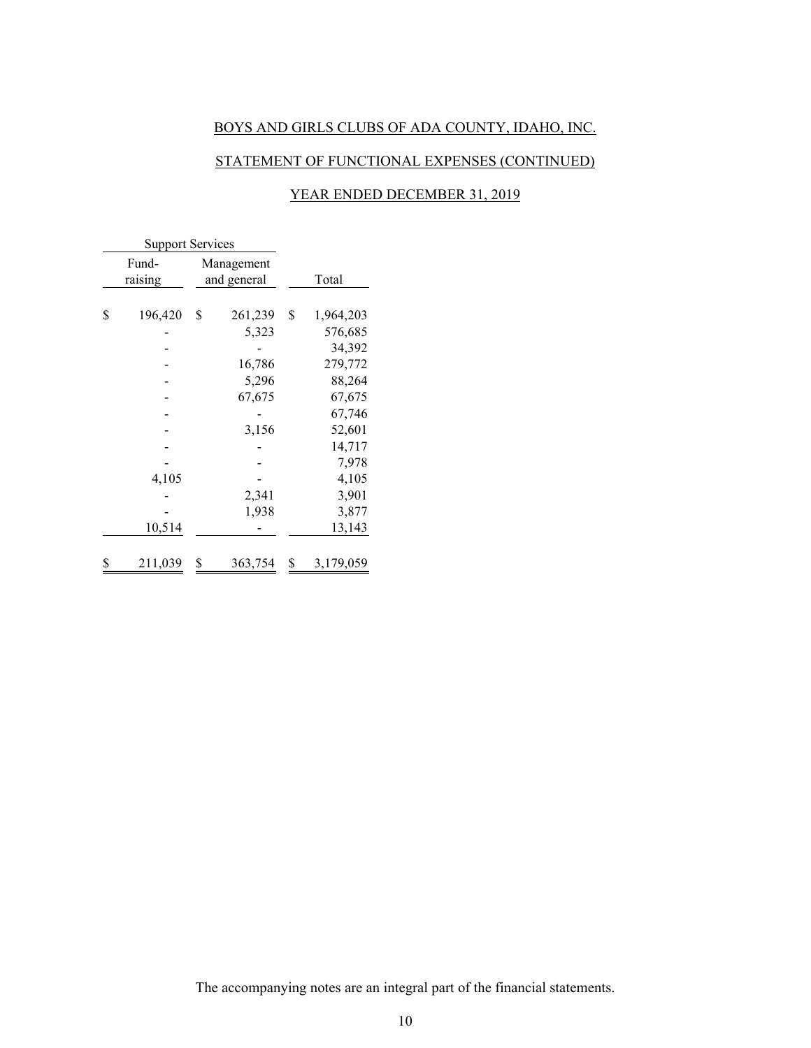BOYS AND GIRLS CLUBS OF ADA COUNTY, IDAHO, INC.

STATEMENT OF FUNCTIONAL EXPENSES (CONTINUED)

YEAR ENDED DECEMBER 31, 2019

| Support Services | | |
|---|---|---|
| Fund-raising | Management and general | Total |
| $ 196,420 | $ 261,239 | $ 1,964,203 |
| - | 5,323 | 576,685 |
| - | - | 34,392 |
| - | 16,786 | 279,772 |
| - | 5,296 | 88,264 |
| - | 67,675 | 67,675 |
| - | - | 67,746 |
| - | 3,156 | 52,601 |
| - | - | 14,717 |
| - | - | 7,978 |
| 4,105 | - | 4,105 |
| - | 2,341 | 3,901 |
| - | 1,938 | 3,877 |
| 10,514 | - | 13,143 |
| $ 211,039 | $ 363,754 | $ 3,179,059 |

The accompanying notes are an integral part of the financial statements.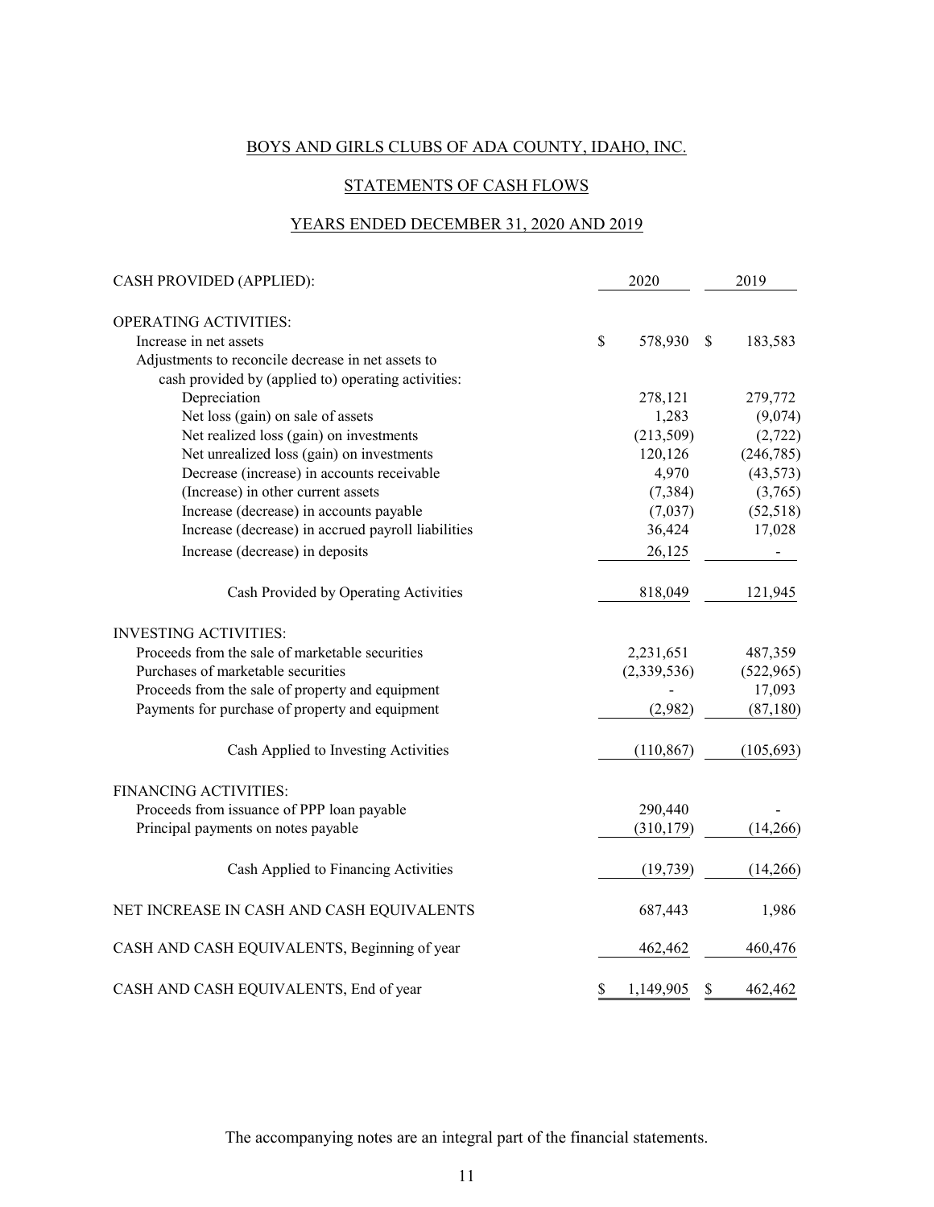BOYS AND GIRLS CLUBS OF ADA COUNTY, IDAHO, INC.

STATEMENTS OF CASH FLOWS

YEARS ENDED DECEMBER 31, 2020 AND 2019

| CASH PROVIDED (APPLIED): | 2020 | 2019 |
|---|---|---|
| OPERATING ACTIVITIES: | | |
| Increase in net assets | $ 578,930 | $ 183,583 |
| Adjustments to reconcile decrease in net assets to cash provided by (applied to) operating activities: | | |
| Depreciation | 278,121 | 279,772 |
| Net loss (gain) on sale of assets | 1,283 | (9,074) |
| Net realized loss (gain) on investments | (213,509) | (2,722) |
| Net unrealized loss (gain) on investments | 120,126 | (246,785) |
| Decrease (increase) in accounts receivable | 4,970 | (43,573) |
| (Increase) in other current assets | (7,384) | (3,765) |
| Increase (decrease) in accounts payable | (7,037) | (52,518) |
| Increase (decrease) in accrued payroll liabilities | 36,424 | 17,028 |
| Increase (decrease) in deposits | 26,125 | - |
| Cash Provided by Operating Activities | 818,049 | 121,945 |
| INVESTING ACTIVITIES: | | |
| Proceeds from the sale of marketable securities | 2,231,651 | 487,359 |
| Purchases of marketable securities | (2,339,536) | (522,965) |
| Proceeds from the sale of property and equipment | - | 17,093 |
| Payments for purchase of property and equipment | (2,982) | (87,180) |
| Cash Applied to Investing Activities | (110,867) | (105,693) |
| FINANCING ACTIVITIES: | | |
| Proceeds from issuance of PPP loan payable | 290,440 | - |
| Principal payments on notes payable | (310,179) | (14,266) |
| Cash Applied to Financing Activities | (19,739) | (14,266) |
| NET INCREASE IN CASH AND CASH EQUIVALENTS | 687,443 | 1,986 |
| CASH AND CASH EQUIVALENTS, Beginning of year | 462,462 | 460,476 |
| CASH AND CASH EQUIVALENTS, End of year | $ 1,149,905 | $ 462,462 |

The accompanying notes are an integral part of the financial statements.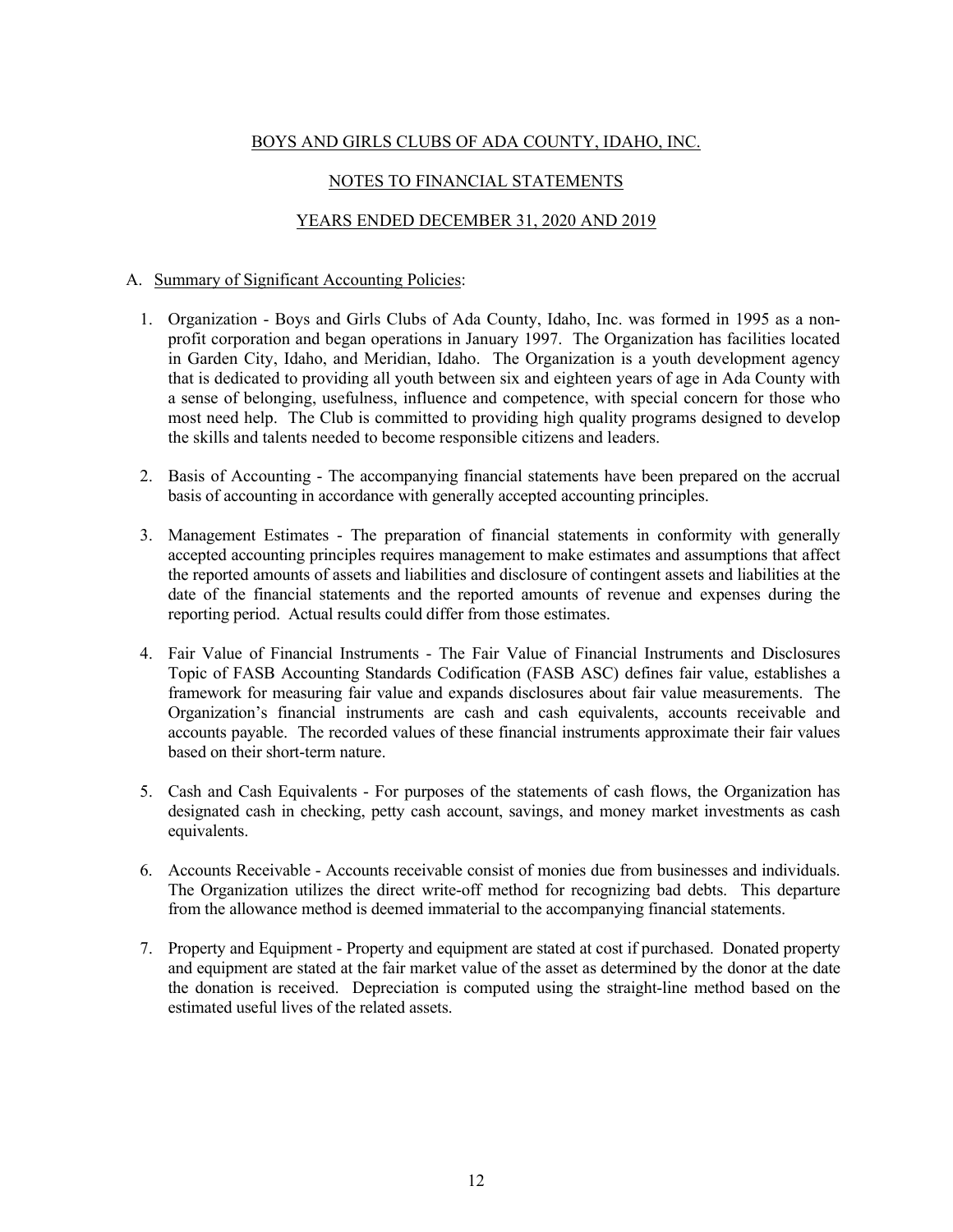# BOYS AND GIRLS CLUBS OF ADA COUNTY, IDAHO, INC.

## NOTES TO FINANCIAL STATEMENTS

## YEARS ENDED DECEMBER 31, 2020 AND 2019

A. Summary of Significant Accounting Policies:

1. Organization - Boys and Girls Clubs of Ada County, Idaho, Inc. was formed in 1995 as a non-profit corporation and began operations in January 1997. The Organization has facilities located in Garden City, Idaho, and Meridian, Idaho. The Organization is a youth development agency that is dedicated to providing all youth between six and eighteen years of age in Ada County with a sense of belonging, usefulness, influence and competence, with special concern for those who most need help. The Club is committed to providing high quality programs designed to develop the skills and talents needed to become responsible citizens and leaders.

2. Basis of Accounting - The accompanying financial statements have been prepared on the accrual basis of accounting in accordance with generally accepted accounting principles.

3. Management Estimates - The preparation of financial statements in conformity with generally accepted accounting principles requires management to make estimates and assumptions that affect the reported amounts of assets and liabilities and disclosure of contingent assets and liabilities at the date of the financial statements and the reported amounts of revenue and expenses during the reporting period. Actual results could differ from those estimates.

4. Fair Value of Financial Instruments - The Fair Value of Financial Instruments and Disclosures Topic of FASB Accounting Standards Codification (FASB ASC) defines fair value, establishes a framework for measuring fair value and expands disclosures about fair value measurements. The Organization's financial instruments are cash and cash equivalents, accounts receivable and accounts payable. The recorded values of these financial instruments approximate their fair values based on their short-term nature.

5. Cash and Cash Equivalents - For purposes of the statements of cash flows, the Organization has designated cash in checking, petty cash account, savings, and money market investments as cash equivalents.

6. Accounts Receivable - Accounts receivable consist of monies due from businesses and individuals. The Organization utilizes the direct write-off method for recognizing bad debts. This departure from the allowance method is deemed immaterial to the accompanying financial statements.

7. Property and Equipment - Property and equipment are stated at cost if purchased. Donated property and equipment are stated at the fair market value of the asset as determined by the donor at the date the donation is received. Depreciation is computed using the straight-line method based on the estimated useful lives of the related assets.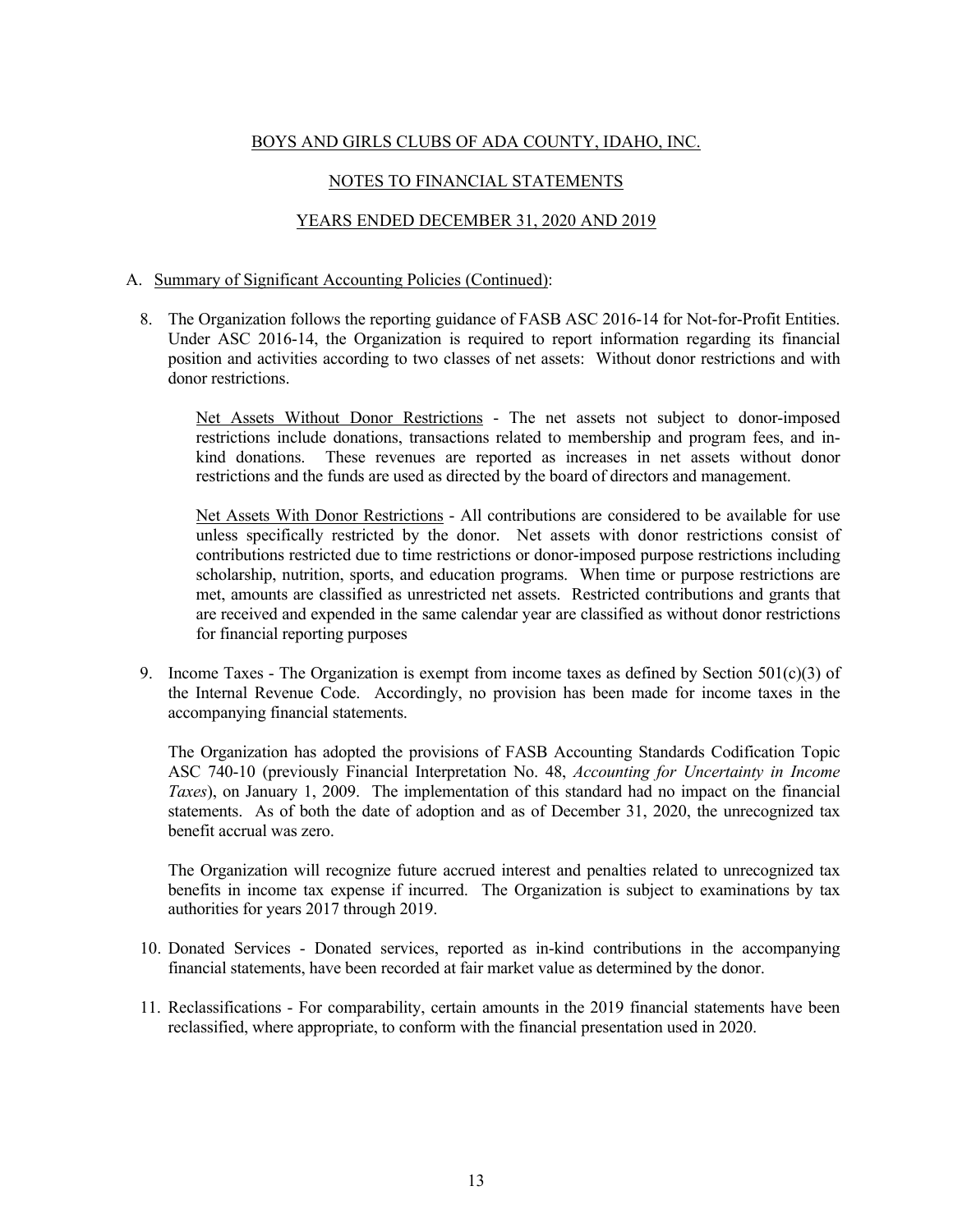BOYS AND GIRLS CLUBS OF ADA COUNTY, IDAHO, INC.

NOTES TO FINANCIAL STATEMENTS

YEARS ENDED DECEMBER 31, 2020 AND 2019

A. Summary of Significant Accounting Policies (Continued):

8. The Organization follows the reporting guidance of FASB ASC 2016-14 for Not-for-Profit Entities. Under ASC 2016-14, the Organization is required to report information regarding its financial position and activities according to two classes of net assets: Without donor restrictions and with donor restrictions.

   Net Assets Without Donor Restrictions - The net assets not subject to donor-imposed restrictions include donations, transactions related to membership and program fees, and in-kind donations. These revenues are reported as increases in net assets without donor restrictions and the funds are used as directed by the board of directors and management.

   Net Assets With Donor Restrictions - All contributions are considered to be available for use unless specifically restricted by the donor. Net assets with donor restrictions consist of contributions restricted due to time restrictions or donor-imposed purpose restrictions including scholarship, nutrition, sports, and education programs. When time or purpose restrictions are met, amounts are classified as unrestricted net assets. Restricted contributions and grants that are received and expended in the same calendar year are classified as without donor restrictions for financial reporting purposes

9. Income Taxes - The Organization is exempt from income taxes as defined by Section 501(c)(3) of the Internal Revenue Code. Accordingly, no provision has been made for income taxes in the accompanying financial statements.

   The Organization has adopted the provisions of FASB Accounting Standards Codification Topic ASC 740-10 (previously Financial Interpretation No. 48, *Accounting for Uncertainty in Income Taxes*), on January 1, 2009. The implementation of this standard had no impact on the financial statements. As of both the date of adoption and as of December 31, 2020, the unrecognized tax benefit accrual was zero.

   The Organization will recognize future accrued interest and penalties related to unrecognized tax benefits in income tax expense if incurred. The Organization is subject to examinations by tax authorities for years 2017 through 2019.

10. Donated Services - Donated services, reported as in-kind contributions in the accompanying financial statements, have been recorded at fair market value as determined by the donor.

11. Reclassifications - For comparability, certain amounts in the 2019 financial statements have been reclassified, where appropriate, to conform with the financial presentation used in 2020.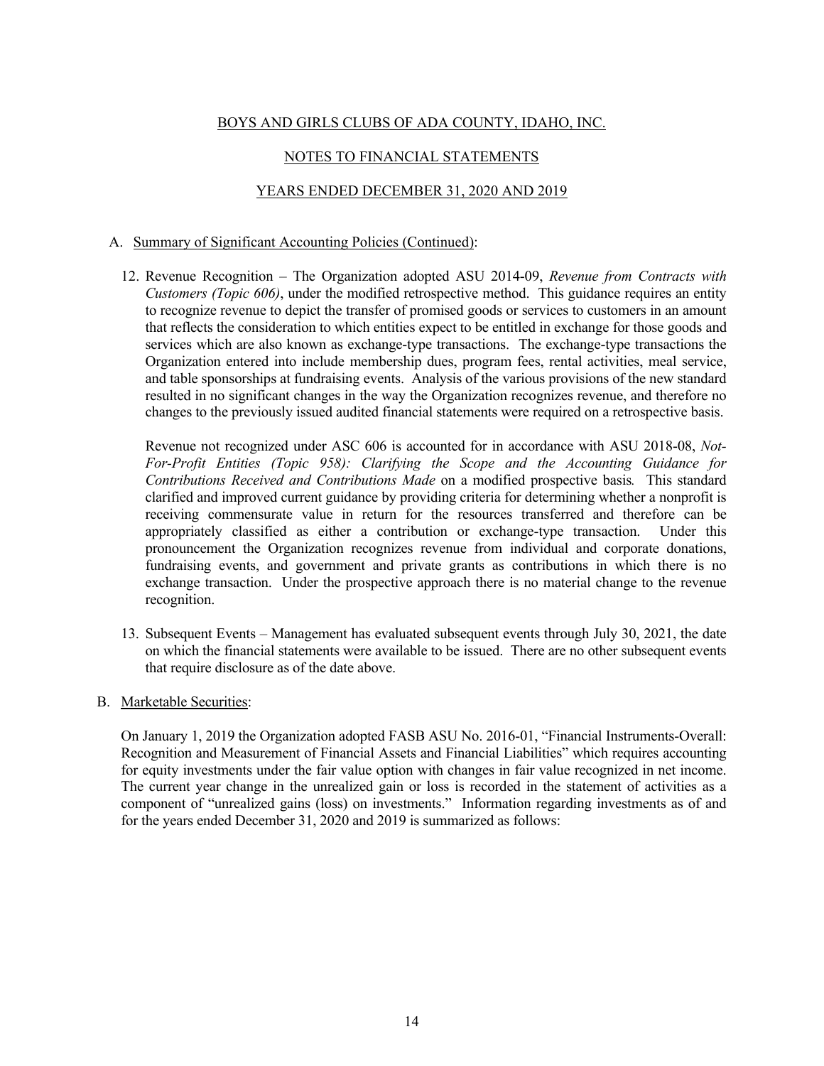BOYS AND GIRLS CLUBS OF ADA COUNTY, IDAHO, INC.

NOTES TO FINANCIAL STATEMENTS

YEARS ENDED DECEMBER 31, 2020 AND 2019

A. Summary of Significant Accounting Policies (Continued):

12. Revenue Recognition – The Organization adopted ASU 2014-09, *Revenue from Contracts with Customers (Topic 606)*, under the modified retrospective method. This guidance requires an entity to recognize revenue to depict the transfer of promised goods or services to customers in an amount that reflects the consideration to which entities expect to be entitled in exchange for those goods and services which are also known as exchange-type transactions. The exchange-type transactions the Organization entered into include membership dues, program fees, rental activities, meal service, and table sponsorships at fundraising events. Analysis of the various provisions of the new standard resulted in no significant changes in the way the Organization recognizes revenue, and therefore no changes to the previously issued audited financial statements were required on a retrospective basis.

    Revenue not recognized under ASC 606 is accounted for in accordance with ASU 2018-08, *Not-For-Profit Entities (Topic 958): Clarifying the Scope and the Accounting Guidance for Contributions Received and Contributions Made* on a modified prospective basis*.* This standard clarified and improved current guidance by providing criteria for determining whether a nonprofit is receiving commensurate value in return for the resources transferred and therefore can be appropriately classified as either a contribution or exchange-type transaction. Under this pronouncement the Organization recognizes revenue from individual and corporate donations, fundraising events, and government and private grants as contributions in which there is no exchange transaction. Under the prospective approach there is no material change to the revenue recognition.

13. Subsequent Events – Management has evaluated subsequent events through July 30, 2021, the date on which the financial statements were available to be issued. There are no other subsequent events that require disclosure as of the date above.

B. Marketable Securities:

On January 1, 2019 the Organization adopted FASB ASU No. 2016-01, "Financial Instruments-Overall: Recognition and Measurement of Financial Assets and Financial Liabilities" which requires accounting for equity investments under the fair value option with changes in fair value recognized in net income. The current year change in the unrealized gain or loss is recorded in the statement of activities as a component of "unrealized gains (loss) on investments." Information regarding investments as of and for the years ended December 31, 2020 and 2019 is summarized as follows: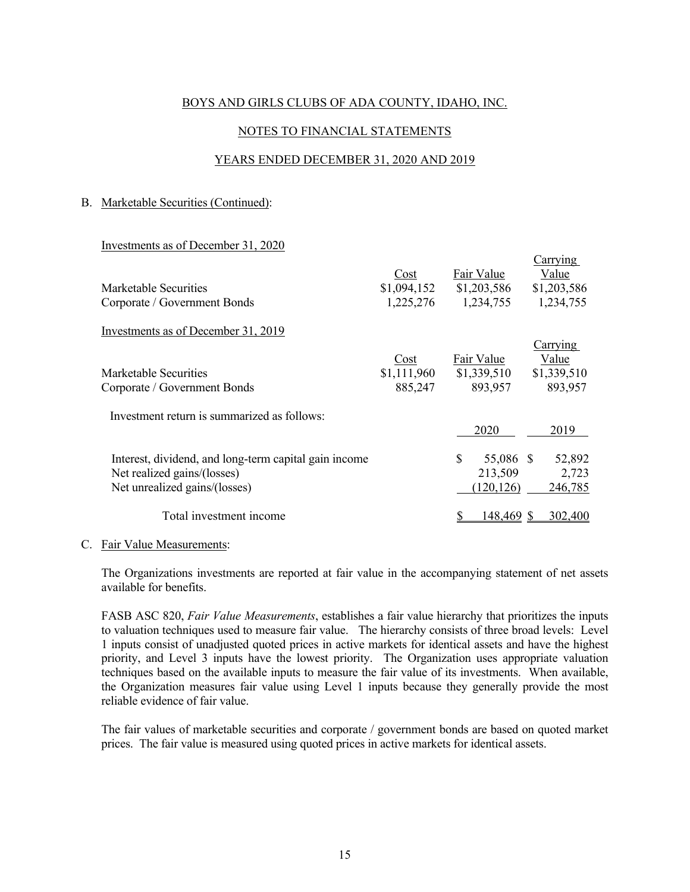BOYS AND GIRLS CLUBS OF ADA COUNTY, IDAHO, INC.

NOTES TO FINANCIAL STATEMENTS

YEARS ENDED DECEMBER 31, 2020 AND 2019

B. Marketable Securities (Continued):

Investments as of December 31, 2020

| | Cost | Fair Value | Carrying Value |
|---|---|---|---|
| Marketable Securities | $1,094,152 | $1,203,586 | $1,203,586 |
| Corporate / Government Bonds | 1,225,276 | 1,234,755 | 1,234,755 |

Investments as of December 31, 2019

| | Cost | Fair Value | Carrying Value |
|---|---|---|---|
| Marketable Securities | $1,111,960 | $1,339,510 | $1,339,510 |
| Corporate / Government Bonds | 885,247 | 893,957 | 893,957 |

Investment return is summarized as follows:

| | 2020 | 2019 |
|---|---|---|
| Interest, dividend, and long-term capital gain income | $ 55,086 | $ 52,892 |
| Net realized gains/(losses) | 213,509 | 2,723 |
| Net unrealized gains/(losses) | (120,126) | 246,785 |
| Total investment income | $ 148,469 | $ 302,400 |

C. Fair Value Measurements:

The Organizations investments are reported at fair value in the accompanying statement of net assets available for benefits.

FASB ASC 820, *Fair Value Measurements*, establishes a fair value hierarchy that prioritizes the inputs to valuation techniques used to measure fair value. The hierarchy consists of three broad levels: Level 1 inputs consist of unadjusted quoted prices in active markets for identical assets and have the highest priority, and Level 3 inputs have the lowest priority. The Organization uses appropriate valuation techniques based on the available inputs to measure the fair value of its investments. When available, the Organization measures fair value using Level 1 inputs because they generally provide the most reliable evidence of fair value.

The fair values of marketable securities and corporate / government bonds are based on quoted market prices. The fair value is measured using quoted prices in active markets for identical assets.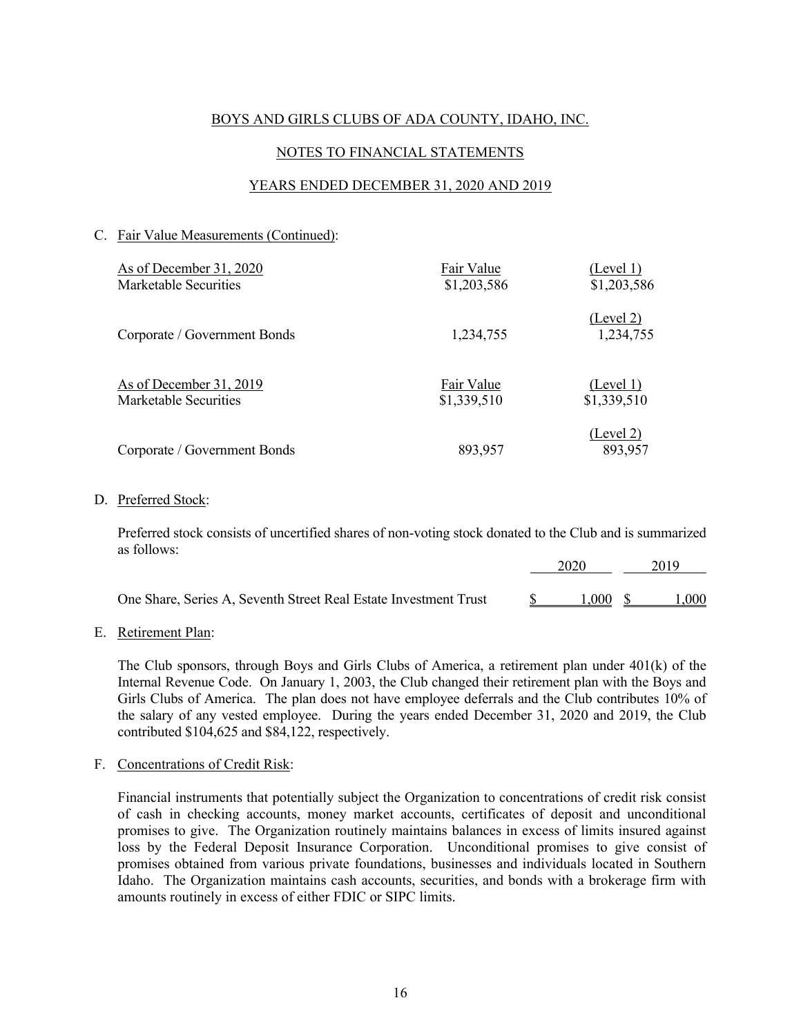BOYS AND GIRLS CLUBS OF ADA COUNTY, IDAHO, INC.

NOTES TO FINANCIAL STATEMENTS

YEARS ENDED DECEMBER 31, 2020 AND 2019

C. Fair Value Measurements (Continued):

| As of December 31, 2020 | Fair Value | (Level 1) |
|---|---|---|
| Marketable Securities | $1,203,586 | $1,203,586 |
| | | (Level 2) |
| Corporate / Government Bonds | 1,234,755 | 1,234,755 |

| As of December 31, 2019 | Fair Value | (Level 1) |
|---|---|---|
| Marketable Securities | $1,339,510 | $1,339,510 |
| | | (Level 2) |
| Corporate / Government Bonds | 893,957 | 893,957 |

D. Preferred Stock:

Preferred stock consists of uncertified shares of non-voting stock donated to the Club and is summarized as follows:

| | 2020 | 2019 |
|---|---|---|
| One Share, Series A, Seventh Street Real Estate Investment Trust | $ 1,000 | $ 1,000 |

E. Retirement Plan:

The Club sponsors, through Boys and Girls Clubs of America, a retirement plan under 401(k) of the Internal Revenue Code. On January 1, 2003, the Club changed their retirement plan with the Boys and Girls Clubs of America. The plan does not have employee deferrals and the Club contributes 10% of the salary of any vested employee. During the years ended December 31, 2020 and 2019, the Club contributed $104,625 and $84,122, respectively.

F. Concentrations of Credit Risk:

Financial instruments that potentially subject the Organization to concentrations of credit risk consist of cash in checking accounts, money market accounts, certificates of deposit and unconditional promises to give. The Organization routinely maintains balances in excess of limits insured against loss by the Federal Deposit Insurance Corporation. Unconditional promises to give consist of promises obtained from various private foundations, businesses and individuals located in Southern Idaho. The Organization maintains cash accounts, securities, and bonds with a brokerage firm with amounts routinely in excess of either FDIC or SIPC limits.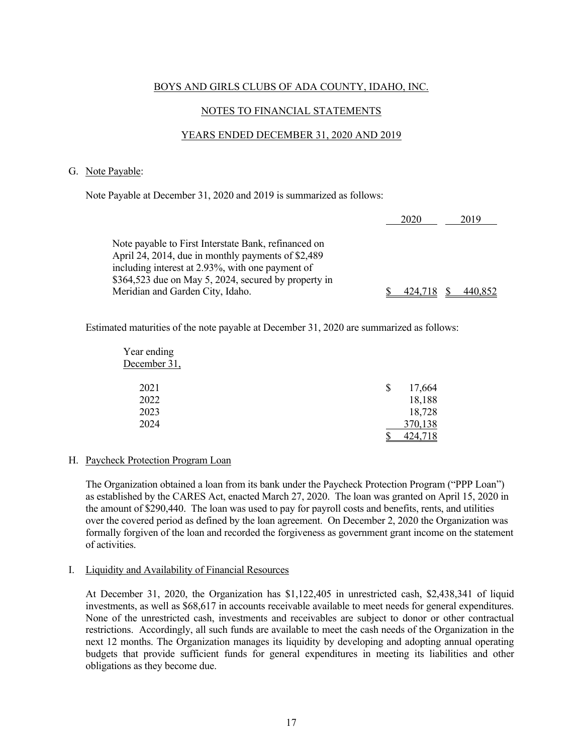BOYS AND GIRLS CLUBS OF ADA COUNTY, IDAHO, INC.

NOTES TO FINANCIAL STATEMENTS

YEARS ENDED DECEMBER 31, 2020 AND 2019

G. Note Payable:

Note Payable at December 31, 2020 and 2019 is summarized as follows:

| | 2020 | 2019 |
|---|---|---|
| Note payable to First Interstate Bank, refinanced on April 24, 2014, due in monthly payments of $2,489 including interest at 2.93%, with one payment of $364,523 due on May 5, 2024, secured by property in Meridian and Garden City, Idaho. | $ 424,718 | $ 440,852 |

Estimated maturities of the note payable at December 31, 2020 are summarized as follows:

| Year ending December 31, | |
|---|---|
| 2021 | $ 17,664 |
| 2022 | 18,188 |
| 2023 | 18,728 |
| 2024 | 370,138 |
| | $ 424,718 |

H. Paycheck Protection Program Loan

The Organization obtained a loan from its bank under the Paycheck Protection Program ("PPP Loan") as established by the CARES Act, enacted March 27, 2020. The loan was granted on April 15, 2020 in the amount of $290,440. The loan was used to pay for payroll costs and benefits, rents, and utilities over the covered period as defined by the loan agreement. On December 2, 2020 the Organization was formally forgiven of the loan and recorded the forgiveness as government grant income on the statement of activities.

I. Liquidity and Availability of Financial Resources

At December 31, 2020, the Organization has $1,122,405 in unrestricted cash, $2,438,341 of liquid investments, as well as $68,617 in accounts receivable available to meet needs for general expenditures. None of the unrestricted cash, investments and receivables are subject to donor or other contractual restrictions. Accordingly, all such funds are available to meet the cash needs of the Organization in the next 12 months. The Organization manages its liquidity by developing and adopting annual operating budgets that provide sufficient funds for general expenditures in meeting its liabilities and other obligations as they become due.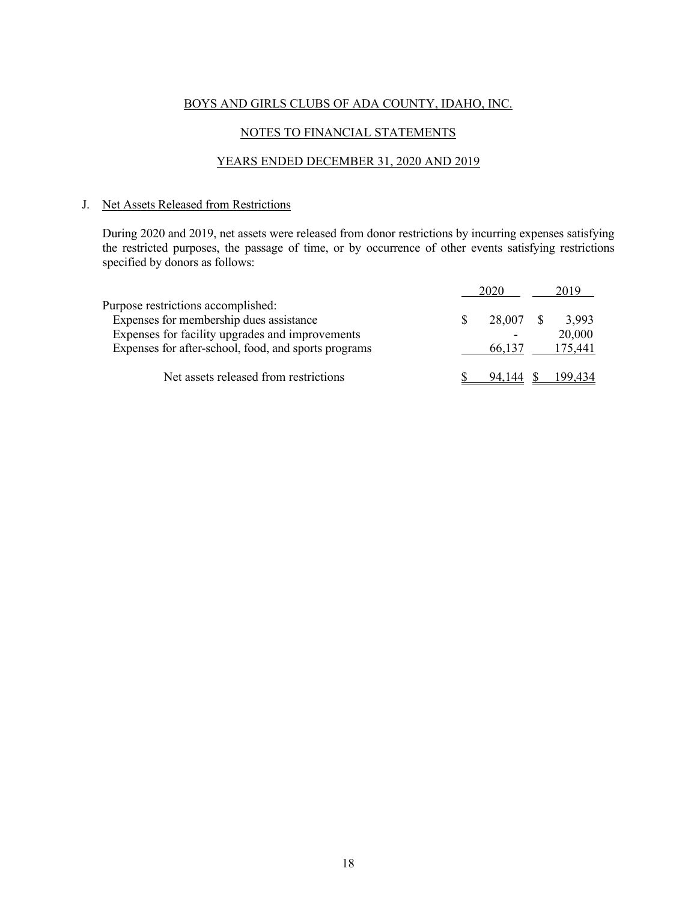BOYS AND GIRLS CLUBS OF ADA COUNTY, IDAHO, INC.

NOTES TO FINANCIAL STATEMENTS

YEARS ENDED DECEMBER 31, 2020 AND 2019

J. Net Assets Released from Restrictions

During 2020 and 2019, net assets were released from donor restrictions by incurring expenses satisfying the restricted purposes, the passage of time, or by occurrence of other events satisfying restrictions specified by donors as follows:

| | 2020 | 2019 |
|---|---|---|
| Purpose restrictions accomplished: | | |
| Expenses for membership dues assistance | $ 28,007 | $ 3,993 |
| Expenses for facility upgrades and improvements | - | 20,000 |
| Expenses for after-school, food, and sports programs | 66,137 | 175,441 |
| Net assets released from restrictions | $ 94,144 | $ 199,434 |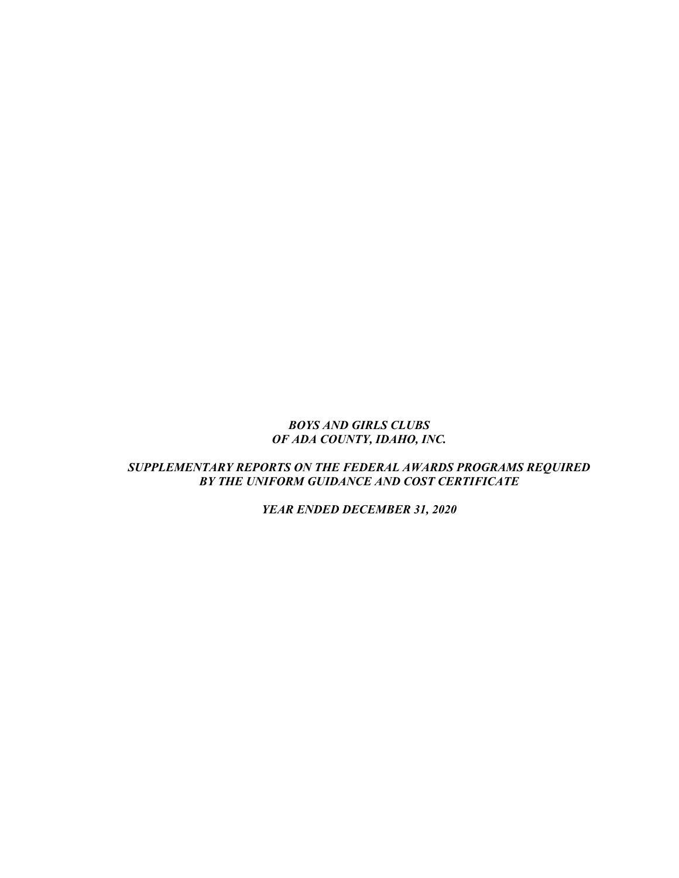***BOYS AND GIRLS CLUBS***
***OF ADA COUNTY, IDAHO, INC.***

***SUPPLEMENTARY REPORTS ON THE FEDERAL AWARDS PROGRAMS REQUIRED BY THE UNIFORM GUIDANCE AND COST CERTIFICATE***

***YEAR ENDED DECEMBER 31, 2020***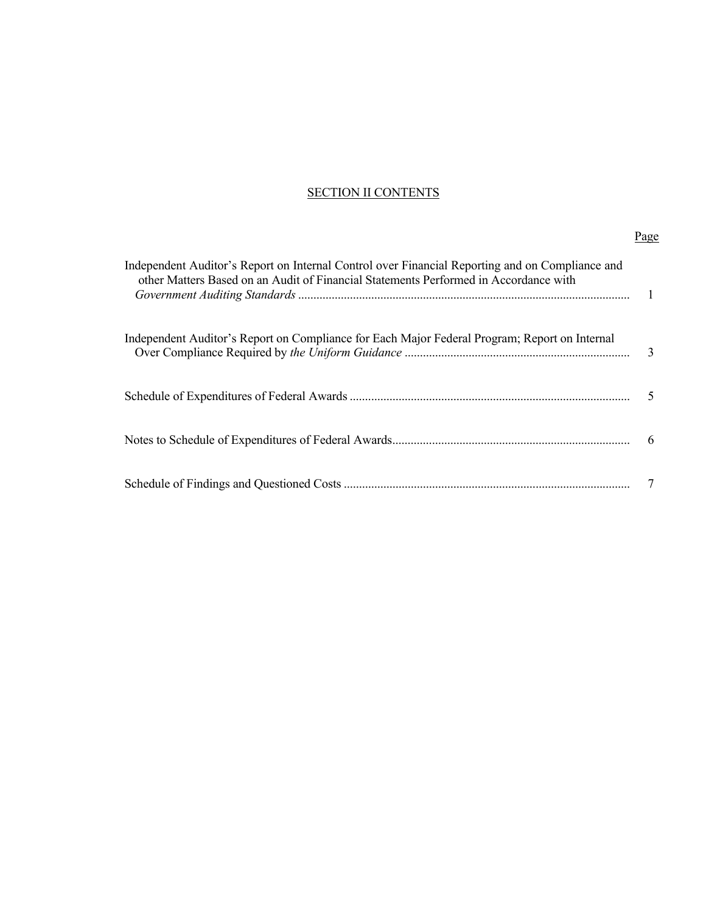## SECTION II CONTENTS

| | Page |
|---|---|
| Independent Auditor's Report on Internal Control over Financial Reporting and on Compliance and other Matters Based on an Audit of Financial Statements Performed in Accordance with *Government Auditing Standards* | 1 |
| Independent Auditor's Report on Compliance for Each Major Federal Program; Report on Internal Over Compliance Required by *the Uniform Guidance* | 3 |
| Schedule of Expenditures of Federal Awards | 5 |
| Notes to Schedule of Expenditures of Federal Awards | 6 |
| Schedule of Findings and Questioned Costs | 7 |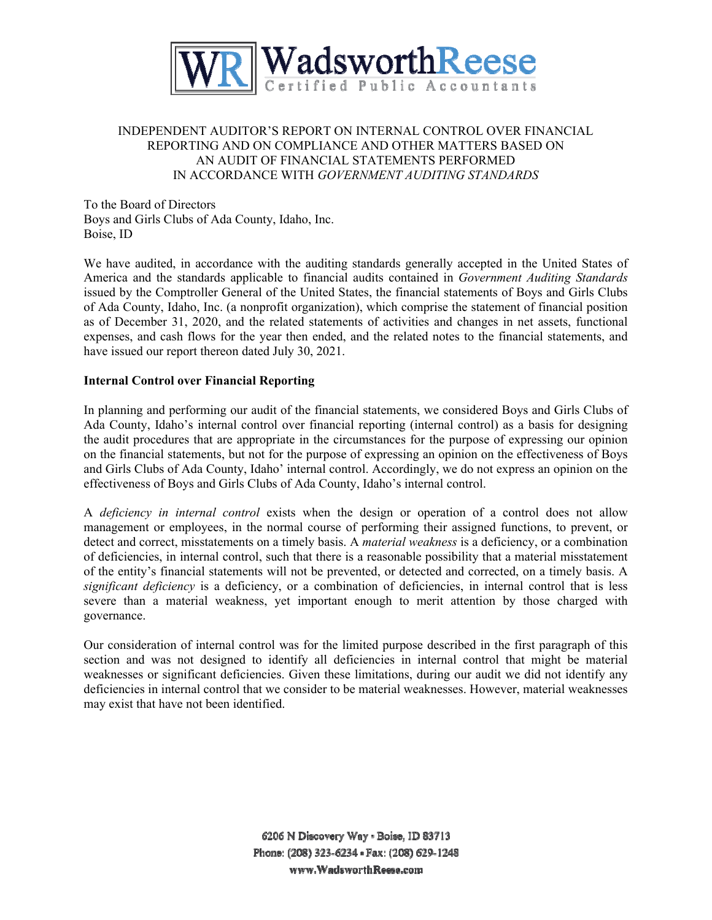# INDEPENDENT AUDITOR'S REPORT ON INTERNAL CONTROL OVER FINANCIAL REPORTING AND ON COMPLIANCE AND OTHER MATTERS BASED ON AN AUDIT OF FINANCIAL STATEMENTS PERFORMED IN ACCORDANCE WITH *GOVERNMENT AUDITING STANDARDS*

To the Board of Directors
Boys and Girls Clubs of Ada County, Idaho, Inc.
Boise, ID

We have audited, in accordance with the auditing standards generally accepted in the United States of America and the standards applicable to financial audits contained in *Government Auditing Standards* issued by the Comptroller General of the United States, the financial statements of Boys and Girls Clubs of Ada County, Idaho, Inc. (a nonprofit organization), which comprise the statement of financial position as of December 31, 2020, and the related statements of activities and changes in net assets, functional expenses, and cash flows for the year then ended, and the related notes to the financial statements, and have issued our report thereon dated July 30, 2021.

**Internal Control over Financial Reporting**

In planning and performing our audit of the financial statements, we considered Boys and Girls Clubs of Ada County, Idaho's internal control over financial reporting (internal control) as a basis for designing the audit procedures that are appropriate in the circumstances for the purpose of expressing our opinion on the financial statements, but not for the purpose of expressing an opinion on the effectiveness of Boys and Girls Clubs of Ada County, Idaho' internal control. Accordingly, we do not express an opinion on the effectiveness of Boys and Girls Clubs of Ada County, Idaho's internal control.

A *deficiency in internal control* exists when the design or operation of a control does not allow management or employees, in the normal course of performing their assigned functions, to prevent, or detect and correct, misstatements on a timely basis. A *material weakness* is a deficiency, or a combination of deficiencies, in internal control, such that there is a reasonable possibility that a material misstatement of the entity's financial statements will not be prevented, or detected and corrected, on a timely basis. A *significant deficiency* is a deficiency, or a combination of deficiencies, in internal control that is less severe than a material weakness, yet important enough to merit attention by those charged with governance.

Our consideration of internal control was for the limited purpose described in the first paragraph of this section and was not designed to identify all deficiencies in internal control that might be material weaknesses or significant deficiencies. Given these limitations, during our audit we did not identify any deficiencies in internal control that we consider to be material weaknesses. However, material weaknesses may exist that have not been identified.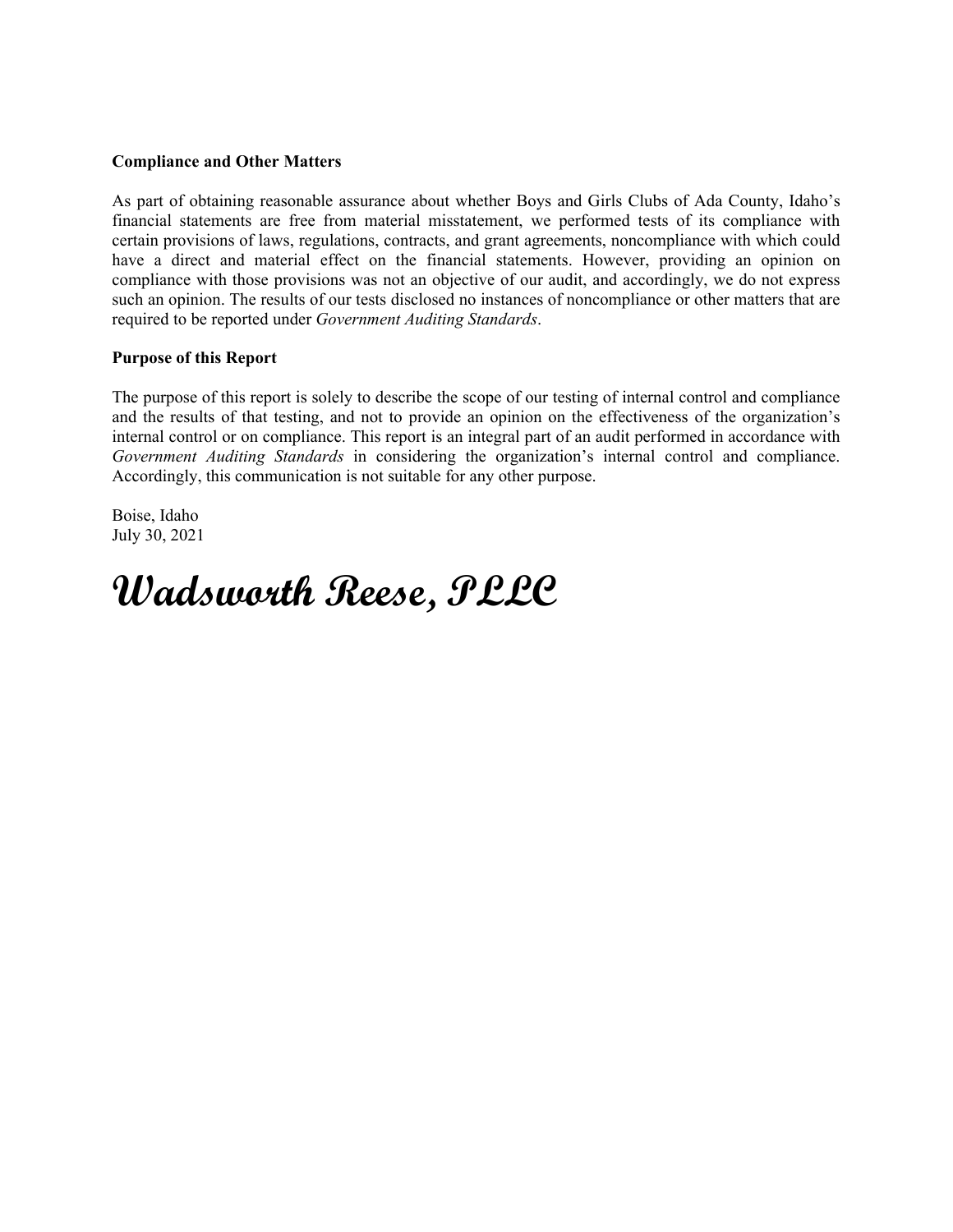**Compliance and Other Matters**

As part of obtaining reasonable assurance about whether Boys and Girls Clubs of Ada County, Idaho's financial statements are free from material misstatement, we performed tests of its compliance with certain provisions of laws, regulations, contracts, and grant agreements, noncompliance with which could have a direct and material effect on the financial statements. However, providing an opinion on compliance with those provisions was not an objective of our audit, and accordingly, we do not express such an opinion. The results of our tests disclosed no instances of noncompliance or other matters that are required to be reported under *Government Auditing Standards*.

**Purpose of this Report**

The purpose of this report is solely to describe the scope of our testing of internal control and compliance and the results of that testing, and not to provide an opinion on the effectiveness of the organization's internal control or on compliance. This report is an integral part of an audit performed in accordance with *Government Auditing Standards* in considering the organization's internal control and compliance. Accordingly, this communication is not suitable for any other purpose.

Boise, Idaho
July 30, 2021

**Wadsworth Reese, PLLC**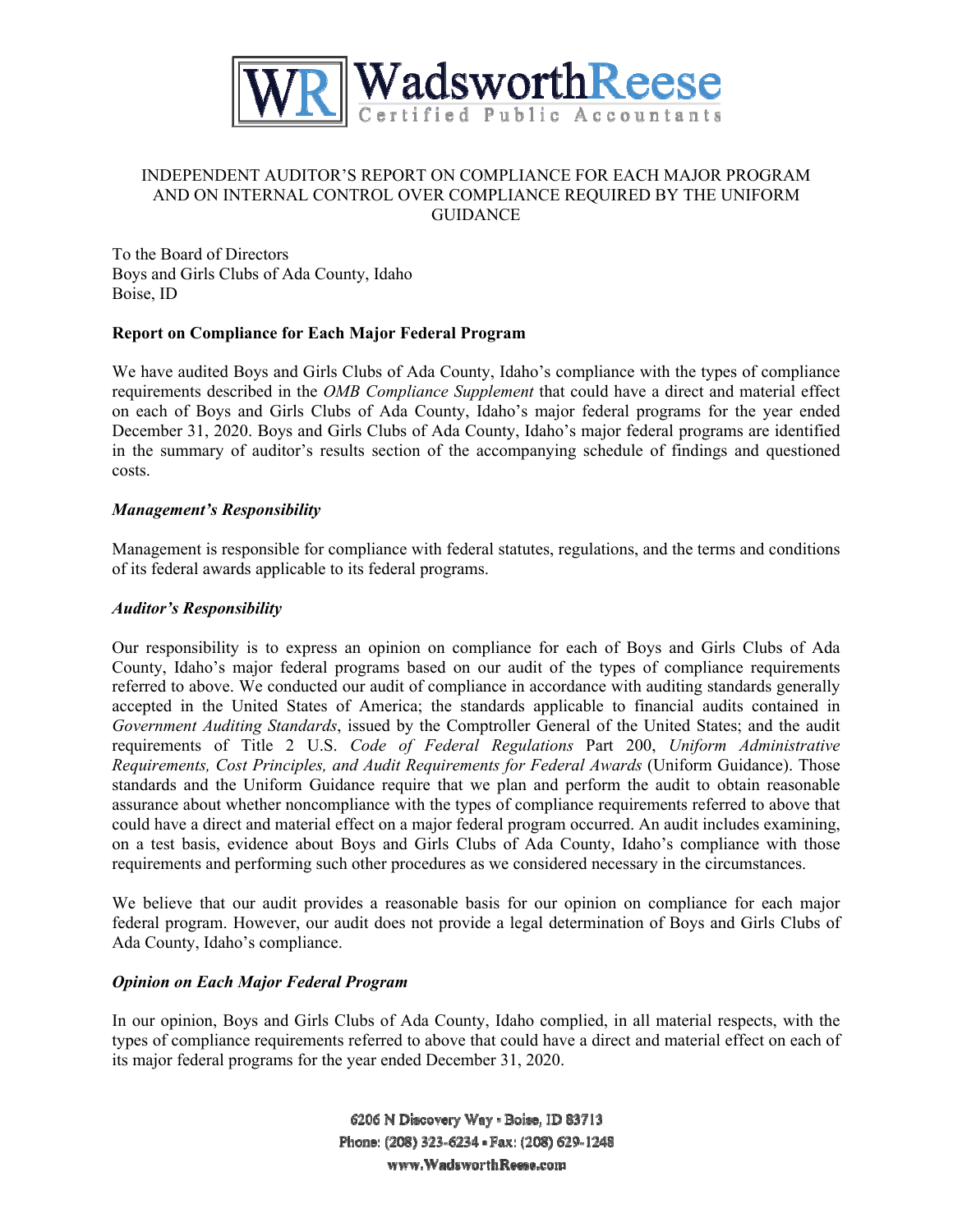WadsworthReese
Certified Public Accountants

# INDEPENDENT AUDITOR'S REPORT ON COMPLIANCE FOR EACH MAJOR PROGRAM AND ON INTERNAL CONTROL OVER COMPLIANCE REQUIRED BY THE UNIFORM GUIDANCE

To the Board of Directors
Boys and Girls Clubs of Ada County, Idaho
Boise, ID

**Report on Compliance for Each Major Federal Program**

We have audited Boys and Girls Clubs of Ada County, Idaho's compliance with the types of compliance requirements described in the *OMB Compliance Supplement* that could have a direct and material effect on each of Boys and Girls Clubs of Ada County, Idaho's major federal programs for the year ended December 31, 2020. Boys and Girls Clubs of Ada County, Idaho's major federal programs are identified in the summary of auditor's results section of the accompanying schedule of findings and questioned costs.

***Management's Responsibility***

Management is responsible for compliance with federal statutes, regulations, and the terms and conditions of its federal awards applicable to its federal programs.

***Auditor's Responsibility***

Our responsibility is to express an opinion on compliance for each of Boys and Girls Clubs of Ada County, Idaho's major federal programs based on our audit of the types of compliance requirements referred to above. We conducted our audit of compliance in accordance with auditing standards generally accepted in the United States of America; the standards applicable to financial audits contained in *Government Auditing Standards*, issued by the Comptroller General of the United States; and the audit requirements of Title 2 U.S. *Code of Federal Regulations* Part 200, *Uniform Administrative Requirements, Cost Principles, and Audit Requirements for Federal Awards* (Uniform Guidance). Those standards and the Uniform Guidance require that we plan and perform the audit to obtain reasonable assurance about whether noncompliance with the types of compliance requirements referred to above that could have a direct and material effect on a major federal program occurred. An audit includes examining, on a test basis, evidence about Boys and Girls Clubs of Ada County, Idaho's compliance with those requirements and performing such other procedures as we considered necessary in the circumstances.

We believe that our audit provides a reasonable basis for our opinion on compliance for each major federal program. However, our audit does not provide a legal determination of Boys and Girls Clubs of Ada County, Idaho's compliance.

***Opinion on Each Major Federal Program***

In our opinion, Boys and Girls Clubs of Ada County, Idaho complied, in all material respects, with the types of compliance requirements referred to above that could have a direct and material effect on each of its major federal programs for the year ended December 31, 2020.

6206 N Discovery Way • Boise, ID 83713
Phone: (208) 323-6234 • Fax: (208) 629-1248
www.WadsworthReese.com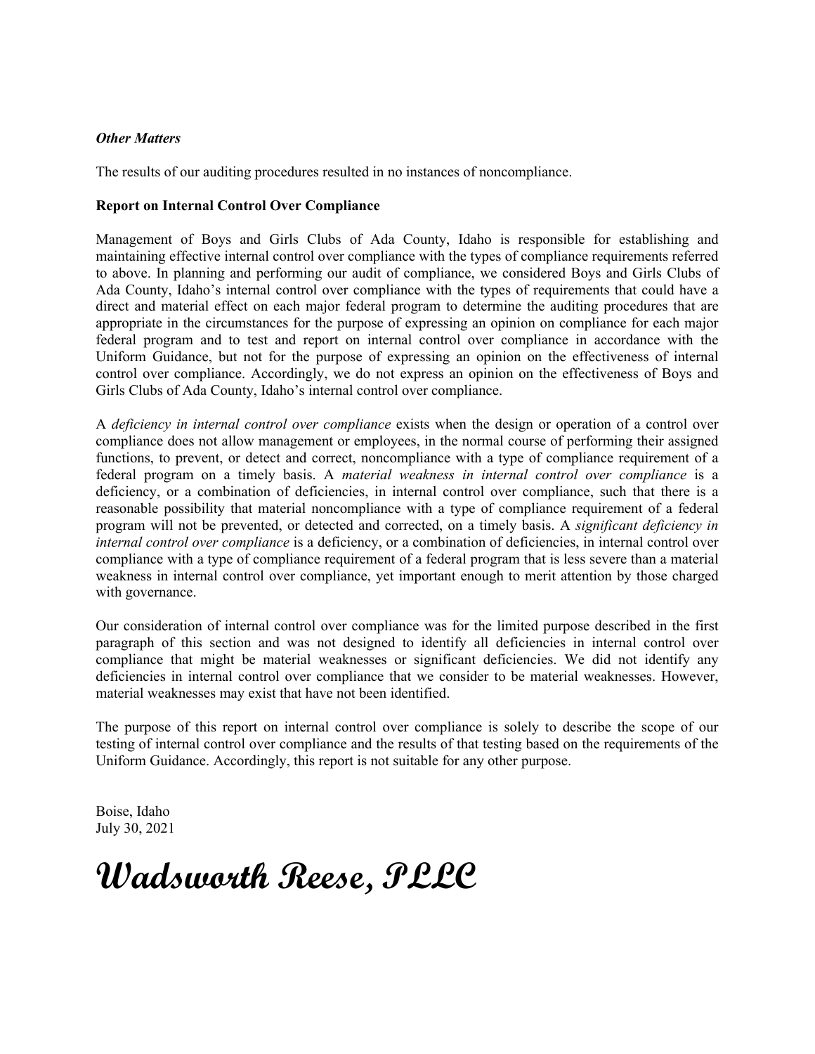***Other Matters***

The results of our auditing procedures resulted in no instances of noncompliance.

**Report on Internal Control Over Compliance**

Management of Boys and Girls Clubs of Ada County, Idaho is responsible for establishing and maintaining effective internal control over compliance with the types of compliance requirements referred to above. In planning and performing our audit of compliance, we considered Boys and Girls Clubs of Ada County, Idaho's internal control over compliance with the types of requirements that could have a direct and material effect on each major federal program to determine the auditing procedures that are appropriate in the circumstances for the purpose of expressing an opinion on compliance for each major federal program and to test and report on internal control over compliance in accordance with the Uniform Guidance, but not for the purpose of expressing an opinion on the effectiveness of internal control over compliance. Accordingly, we do not express an opinion on the effectiveness of Boys and Girls Clubs of Ada County, Idaho's internal control over compliance.

A *deficiency in internal control over compliance* exists when the design or operation of a control over compliance does not allow management or employees, in the normal course of performing their assigned functions, to prevent, or detect and correct, noncompliance with a type of compliance requirement of a federal program on a timely basis. A *material weakness in internal control over compliance* is a deficiency, or a combination of deficiencies, in internal control over compliance, such that there is a reasonable possibility that material noncompliance with a type of compliance requirement of a federal program will not be prevented, or detected and corrected, on a timely basis. A *significant deficiency in internal control over compliance* is a deficiency, or a combination of deficiencies, in internal control over compliance with a type of compliance requirement of a federal program that is less severe than a material weakness in internal control over compliance, yet important enough to merit attention by those charged with governance.

Our consideration of internal control over compliance was for the limited purpose described in the first paragraph of this section and was not designed to identify all deficiencies in internal control over compliance that might be material weaknesses or significant deficiencies. We did not identify any deficiencies in internal control over compliance that we consider to be material weaknesses. However, material weaknesses may exist that have not been identified.

The purpose of this report on internal control over compliance is solely to describe the scope of our testing of internal control over compliance and the results of that testing based on the requirements of the Uniform Guidance. Accordingly, this report is not suitable for any other purpose.

Boise, Idaho
July 30, 2021

**Wadsworth Reese, PLLC**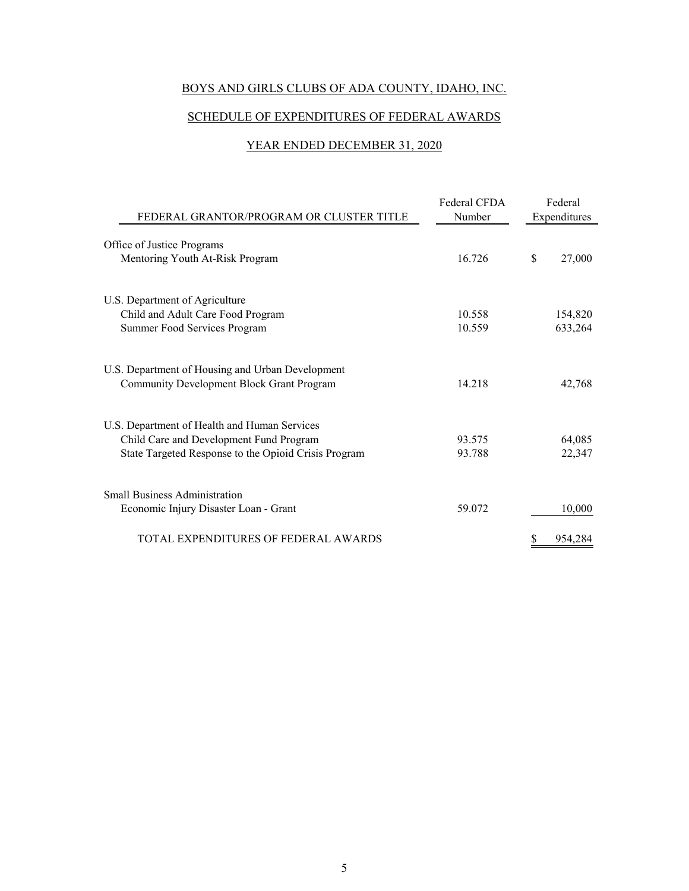# BOYS AND GIRLS CLUBS OF ADA COUNTY, IDAHO, INC.

## SCHEDULE OF EXPENDITURES OF FEDERAL AWARDS

### YEAR ENDED DECEMBER 31, 2020

| FEDERAL GRANTOR/PROGRAM OR CLUSTER TITLE | Federal CFDA Number | Federal Expenditures |
|---|---|---|
| Office of Justice Programs | | |
| Mentoring Youth At-Risk Program | 16.726 | $ 27,000 |
| U.S. Department of Agriculture | | |
| Child and Adult Care Food Program | 10.558 | 154,820 |
| Summer Food Services Program | 10.559 | 633,264 |
| U.S. Department of Housing and Urban Development | | |
| Community Development Block Grant Program | 14.218 | 42,768 |
| U.S. Department of Health and Human Services | | |
| Child Care and Development Fund Program | 93.575 | 64,085 |
| State Targeted Response to the Opioid Crisis Program | 93.788 | 22,347 |
| Small Business Administration | | |
| Economic Injury Disaster Loan - Grant | 59.072 | 10,000 |
| TOTAL EXPENDITURES OF FEDERAL AWARDS | | $ 954,284 |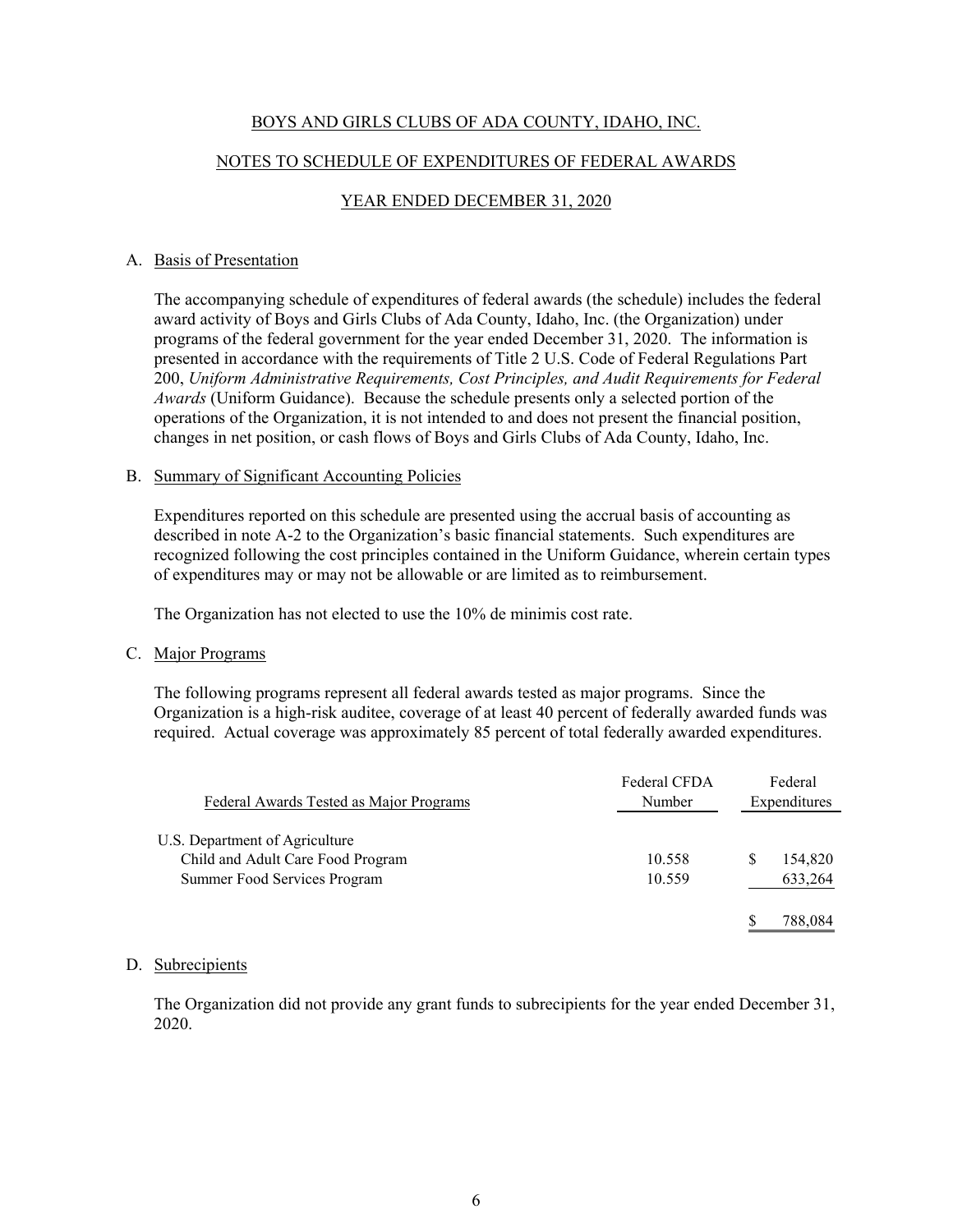# BOYS AND GIRLS CLUBS OF ADA COUNTY, IDAHO, INC.

## NOTES TO SCHEDULE OF EXPENDITURES OF FEDERAL AWARDS

## YEAR ENDED DECEMBER 31, 2020

A. Basis of Presentation

The accompanying schedule of expenditures of federal awards (the schedule) includes the federal award activity of Boys and Girls Clubs of Ada County, Idaho, Inc. (the Organization) under programs of the federal government for the year ended December 31, 2020. The information is presented in accordance with the requirements of Title 2 U.S. Code of Federal Regulations Part 200, *Uniform Administrative Requirements, Cost Principles, and Audit Requirements for Federal Awards* (Uniform Guidance). Because the schedule presents only a selected portion of the operations of the Organization, it is not intended to and does not present the financial position, changes in net position, or cash flows of Boys and Girls Clubs of Ada County, Idaho, Inc.

B. Summary of Significant Accounting Policies

Expenditures reported on this schedule are presented using the accrual basis of accounting as described in note A-2 to the Organization's basic financial statements. Such expenditures are recognized following the cost principles contained in the Uniform Guidance, wherein certain types of expenditures may or may not be allowable or are limited as to reimbursement.

The Organization has not elected to use the 10% de minimis cost rate.

C. Major Programs

The following programs represent all federal awards tested as major programs. Since the Organization is a high-risk auditee, coverage of at least 40 percent of federally awarded funds was required. Actual coverage was approximately 85 percent of total federally awarded expenditures.

| Federal Awards Tested as Major Programs | Federal CFDA Number | Federal Expenditures |
|---|---|---|
| U.S. Department of Agriculture | | |
| Child and Adult Care Food Program | 10.558 | $ 154,820 |
| Summer Food Services Program | 10.559 | 633,264 |
| | | $ 788,084 |

D. Subrecipients

The Organization did not provide any grant funds to subrecipients for the year ended December 31, 2020.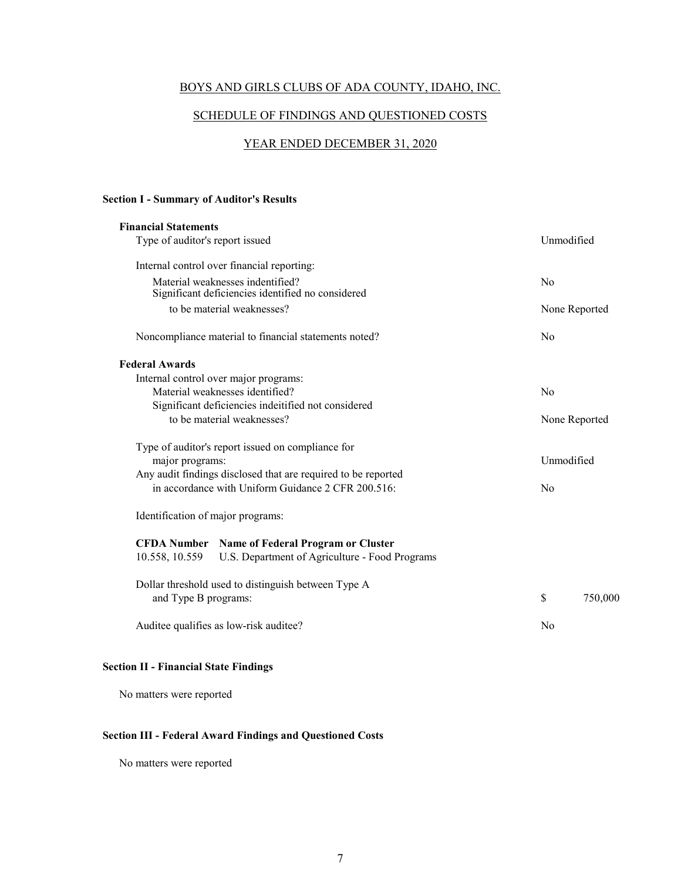# BOYS AND GIRLS CLUBS OF ADA COUNTY, IDAHO, INC.

## SCHEDULE OF FINDINGS AND QUESTIONED COSTS

## YEAR ENDED DECEMBER 31, 2020

### Section I - Summary of Auditor's Results

| | |
|---|---|
| **Financial Statements** | |
| Type of auditor's report issued | Unmodified |
| Internal control over financial reporting: | |
| Material weaknesses indentified? | No |
| Significant deficiencies identified no considered to be material weaknesses? | None Reported |
| Noncompliance material to financial statements noted? | No |
| **Federal Awards** | |
| Internal control over major programs: | |
| Material weaknesses identified? | No |
| Significant deficiencies indeitified not considered to be material weaknesses? | None Reported |
| Type of auditor's report issued on compliance for major programs: | Unmodified |
| Any audit findings disclosed that are required to be reported in accordance with Uniform Guidance 2 CFR 200.516: | No |

Identification of major programs:

| CFDA Number | Name of Federal Program or Cluster |
|---|---|
| 10.558, 10.559 | U.S. Department of Agriculture - Food Programs |

| | |
|---|---|
| Dollar threshold used to distinguish between Type A and Type B programs: | $ 750,000 |
| Auditee qualifies as low-risk auditee? | No |

### Section II - Financial State Findings

No matters were reported

### Section III - Federal Award Findings and Questioned Costs

No matters were reported